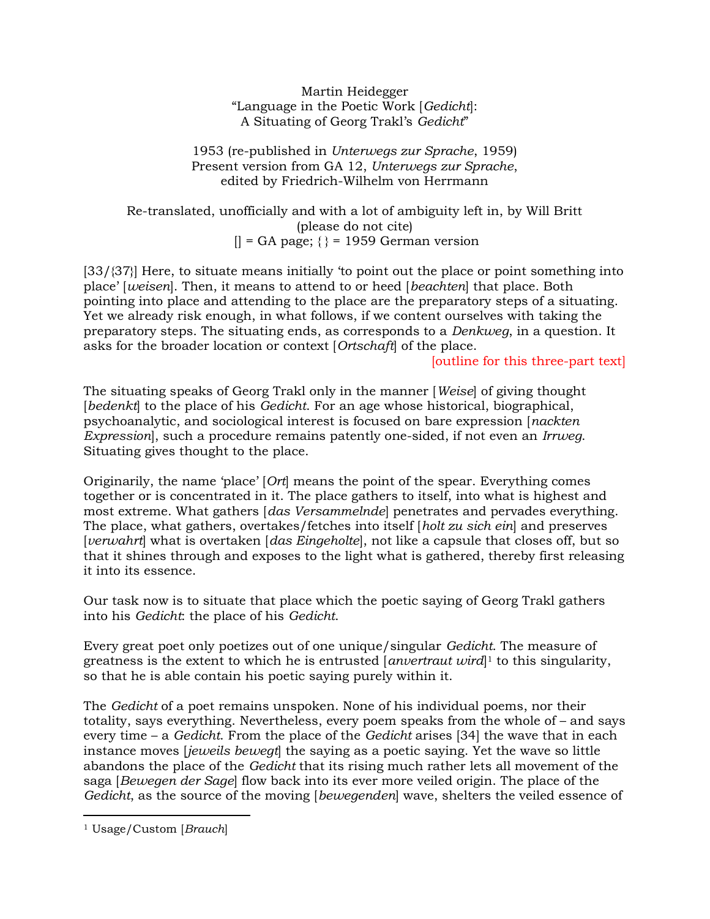Martin Heidegger
"Language in the Poetic Work [*Gedicht*]:
A Situating of Georg Trakl's *Gedicht*"

1953 (re-published in *Unterwegs zur Sprache*, 1959)
Present version from GA 12, *Unterwegs zur Sprache*,
edited by Friedrich-Wilhelm von Herrmann

Re-translated, unofficially and with a lot of ambiguity left in, by Will Britt
(please do not cite)
[] = GA page; {} = 1959 German version

[33/{37}] Here, to situate means initially 'to point out the place or point something into place' [*weisen*]. Then, it means to attend to or heed [*beachten*] that place. Both pointing into place and attending to the place are the preparatory steps of a situating. Yet we already risk enough, in what follows, if we content ourselves with taking the preparatory steps. The situating ends, as corresponds to a *Denkweg*, in a question. It asks for the broader location or context [*Ortschaft*] of the place.

[outline for this three-part text]

The situating speaks of Georg Trakl only in the manner [*Weise*] of giving thought [*bedenkt*] to the place of his *Gedicht*. For an age whose historical, biographical, psychoanalytic, and sociological interest is focused on bare expression [*nackten Expression*], such a procedure remains patently one-sided, if not even an *Irrweg*. Situating gives thought to the place.

Originally, the name 'place' [*Ort*] means the point of the spear. Everything comes together or is concentrated in it. The place gathers to itself, into what is highest and most extreme. What gathers [*das Versammelnde*] penetrates and pervades everything. The place, what gathers, overtakes/fetches into itself [*holt zu sich ein*] and preserves [*verwahrt*] what is overtaken [*das Eingeholte*], not like a capsule that closes off, but so that it shines through and exposes to the light what is gathered, thereby first releasing it into its essence.

Our task now is to situate that place which the poetic saying of Georg Trakl gathers into his *Gedicht*: the place of his *Gedicht*.

Every great poet only poetizes out of one unique/singular *Gedicht*. The measure of greatness is the extent to which he is entrusted [*anvertraut wird*][1] to this singularity, so that he is able contain his poetic saying purely within it.

The *Gedicht* of a poet remains unspoken. None of his individual poems, nor their totality, says everything. Nevertheless, every poem speaks from the whole of – and says every time – a *Gedicht*. From the place of the *Gedicht* arises [34] the wave that in each instance moves [*jeweils bewegt*] the saying as a poetic saying. Yet the wave so little abandons the place of the *Gedicht* that its rising much rather lets all movement of the saga [*Bewegen der Sage*] flow back into its ever more veiled origin. The place of the *Gedicht*, as the source of the moving [*bewegenden*] wave, shelters the veiled essence of

[1] Usage/Custom [*Brauch*]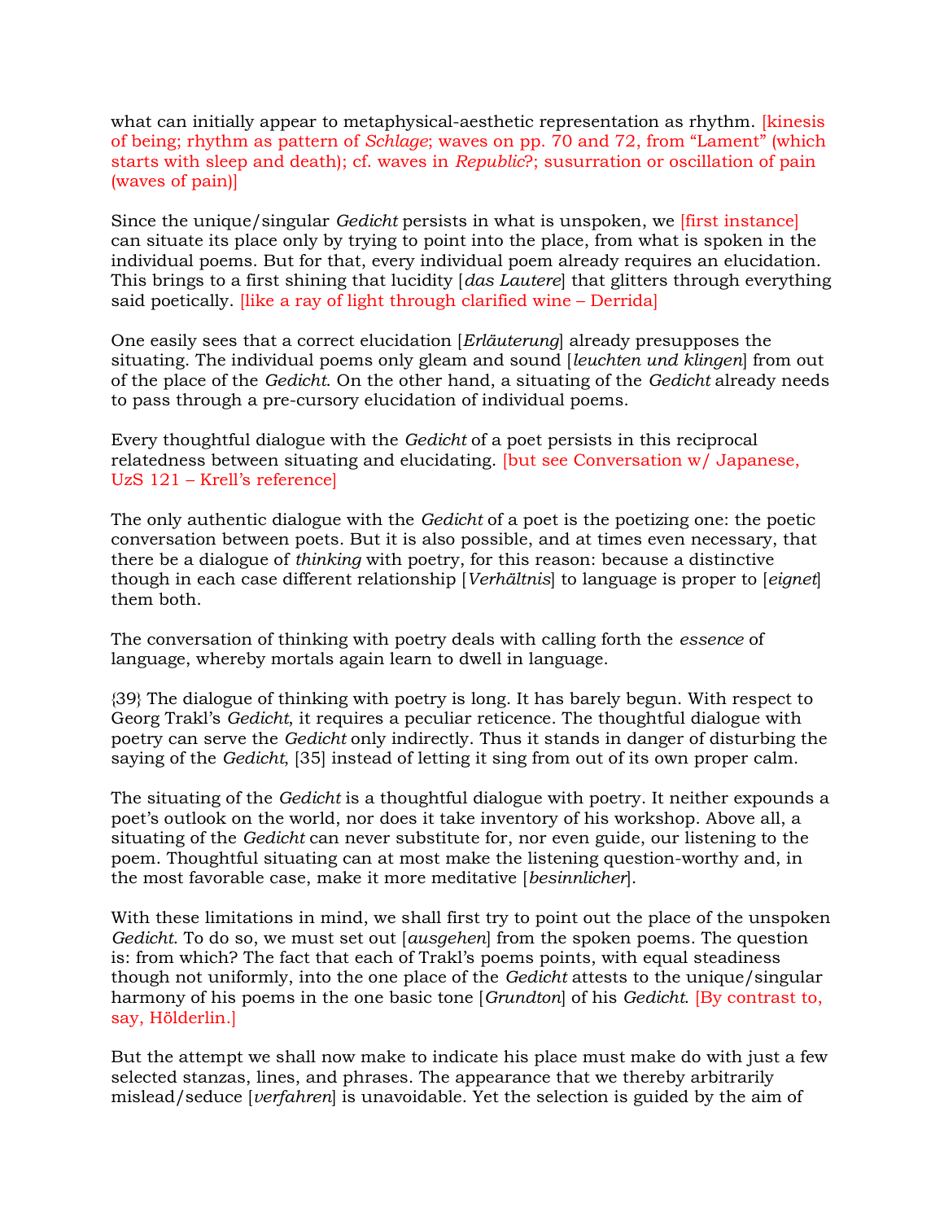what can initially appear to metaphysical-aesthetic representation as rhythm. [kinesis of being; rhythm as pattern of *Schlage*; waves on pp. 70 and 72, from "Lament" (which starts with sleep and death); cf. waves in *Republic*?; susurration or oscillation of pain (waves of pain)]

Since the unique/singular *Gedicht* persists in what is unspoken, we [first instance] can situate its place only by trying to point into the place, from what is spoken in the individual poems. But for that, every individual poem already requires an elucidation. This brings to a first shining that lucidity [*das Lautere*] that glitters through everything said poetically. [like a ray of light through clarified wine – Derrida]

One easily sees that a correct elucidation [*Erläuterung*] already presupposes the situating. The individual poems only gleam and sound [*leuchten und klingen*] from out of the place of the *Gedicht*. On the other hand, a situating of the *Gedicht* already needs to pass through a pre-cursory elucidation of individual poems.

Every thoughtful dialogue with the *Gedicht* of a poet persists in this reciprocal relatedness between situating and elucidating. [but see Conversation w/ Japanese, UzS 121 – Krell's reference]

The only authentic dialogue with the *Gedicht* of a poet is the poetizing one: the poetic conversation between poets. But it is also possible, and at times even necessary, that there be a dialogue of *thinking* with poetry, for this reason: because a distinctive though in each case different relationship [*Verhältnis*] to language is proper to [*eignet*] them both.

The conversation of thinking with poetry deals with calling forth the *essence* of language, whereby mortals again learn to dwell in language.

{39} The dialogue of thinking with poetry is long. It has barely begun. With respect to Georg Trakl's *Gedicht*, it requires a peculiar reticence. The thoughtful dialogue with poetry can serve the *Gedicht* only indirectly. Thus it stands in danger of disturbing the saying of the *Gedicht*, [35] instead of letting it sing from out of its own proper calm.

The situating of the *Gedicht* is a thoughtful dialogue with poetry. It neither expounds a poet's outlook on the world, nor does it take inventory of his workshop. Above all, a situating of the *Gedicht* can never substitute for, nor even guide, our listening to the poem. Thoughtful situating can at most make the listening question-worthy and, in the most favorable case, make it more meditative [*besinnlicher*].

With these limitations in mind, we shall first try to point out the place of the unspoken *Gedicht*. To do so, we must set out [*ausgehen*] from the spoken poems. The question is: from which? The fact that each of Trakl's poems points, with equal steadiness though not uniformly, into the one place of the *Gedicht* attests to the unique/singular harmony of his poems in the one basic tone [*Grundton*] of his *Gedicht*. [By contrast to, say, Hölderlin.]

But the attempt we shall now make to indicate his place must make do with just a few selected stanzas, lines, and phrases. The appearance that we thereby arbitrarily mislead/seduce [*verfahren*] is unavoidable. Yet the selection is guided by the aim of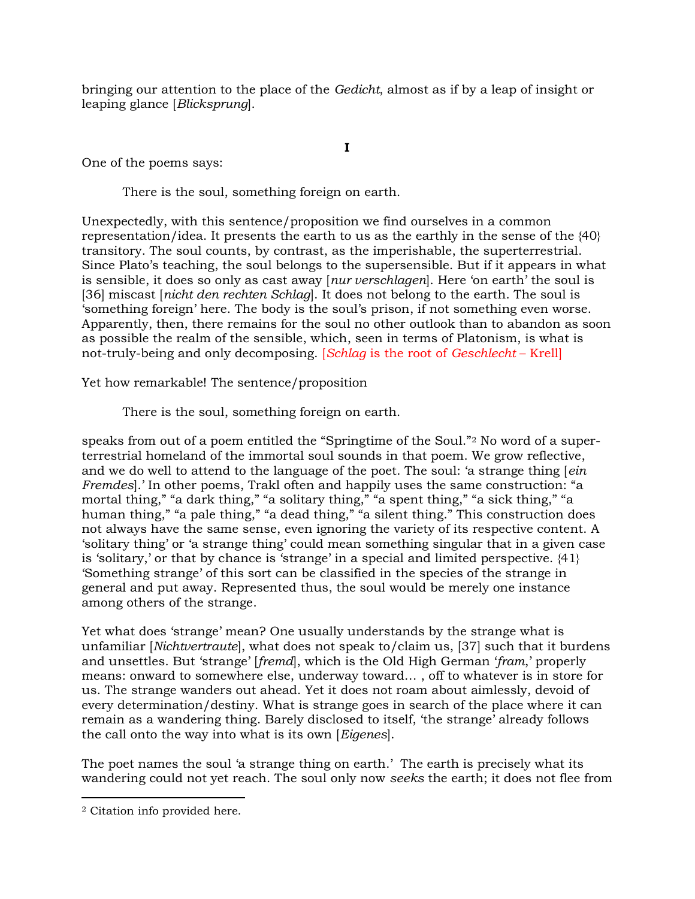bringing our attention to the place of the *Gedicht*, almost as if by a leap of insight or leaping glance [*Blicksprung*].

**I**

One of the poems says:

> There is the soul, something foreign on earth.

Unexpectedly, with this sentence/proposition we find ourselves in a common representation/idea. It presents the earth to us as the earthly in the sense of the {40} transitory. The soul counts, by contrast, as the imperishable, the superterrestrial. Since Plato's teaching, the soul belongs to the supersensible. But if it appears in what is sensible, it does so only as cast away [*nur verschlagen*]. Here 'on earth' the soul is [36] miscast [*nicht den rechten Schlag*]. It does not belong to the earth. The soul is 'something foreign' here. The body is the soul's prison, if not something even worse. Apparently, then, there remains for the soul no other outlook than to abandon as soon as possible the realm of the sensible, which, seen in terms of Platonism, is what is not-truly-being and only decomposing. [*Schlag* is the root of *Geschlecht* – Krell]

Yet how remarkable! The sentence/proposition

> There is the soul, something foreign on earth.

speaks from out of a poem entitled the "Springtime of the Soul."[2] No word of a super-terrestrial homeland of the immortal soul sounds in that poem. We grow reflective, and we do well to attend to the language of the poet. The soul: 'a strange thing [*ein Fremdes*].' In other poems, Trakl often and happily uses the same construction: "a mortal thing," "a dark thing," "a solitary thing," "a spent thing," "a sick thing," "a human thing," "a pale thing," "a dead thing," "a silent thing." This construction does not always have the same sense, even ignoring the variety of its respective content. A 'solitary thing' or 'a strange thing' could mean something singular that in a given case is 'solitary,' or that by chance is 'strange' in a special and limited perspective. {41} 'Something strange' of this sort can be classified in the species of the strange in general and put away. Represented thus, the soul would be merely one instance among others of the strange.

Yet what does 'strange' mean? One usually understands by the strange what is unfamiliar [*Nichtvertraute*], what does not speak to/claim us, [37] such that it burdens and unsettles. But 'strange' [*fremd*], which is the Old High German '*fram*,' properly means: onward to somewhere else, underway toward… , off to whatever is in store for us. The strange wanders out ahead. Yet it does not roam about aimlessly, devoid of every determination/destiny. What is strange goes in search of the place where it can remain as a wandering thing. Barely disclosed to itself, 'the strange' already follows the call onto the way into what is its own [*Eigenes*].

The poet names the soul 'a strange thing on earth.' The earth is precisely what its wandering could not yet reach. The soul only now *seeks* the earth; it does not flee from

[2] Citation info provided here.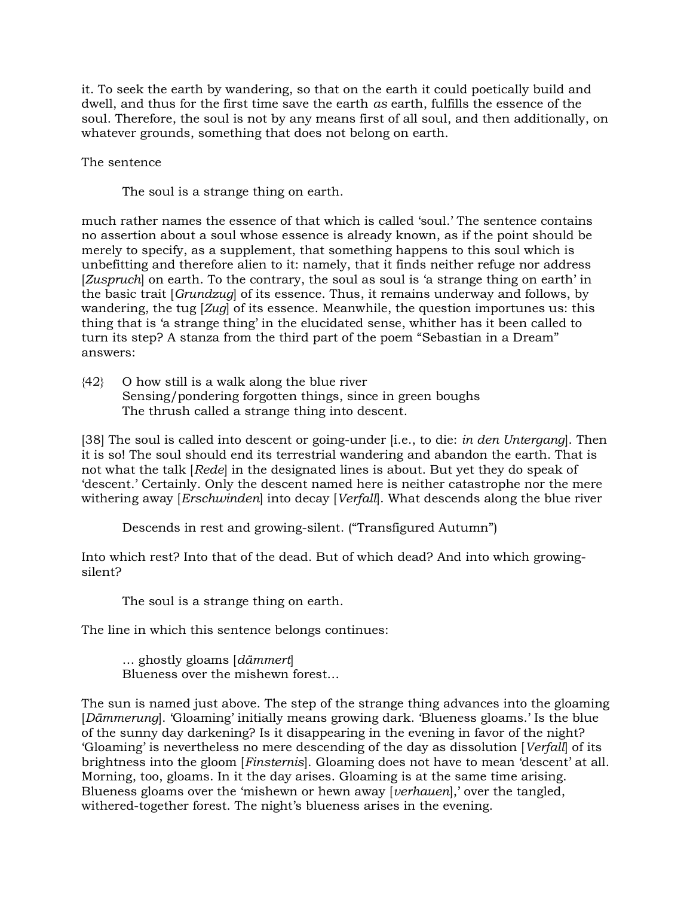it. To seek the earth by wandering, so that on the earth it could poetically build and dwell, and thus for the first time save the earth *as* earth, fulfills the essence of the soul. Therefore, the soul is not by any means first of all soul, and then additionally, on whatever grounds, something that does not belong on earth.

The sentence

> The soul is a strange thing on earth.

much rather names the essence of that which is called 'soul.' The sentence contains no assertion about a soul whose essence is already known, as if the point should be merely to specify, as a supplement, that something happens to this soul which is unbefitting and therefore alien to it: namely, that it finds neither refuge nor address [*Zuspruch*] on earth. To the contrary, the soul as soul is 'a strange thing on earth' in the basic trait [*Grundzug*] of its essence. Thus, it remains underway and follows, by wandering, the tug [*Zug*] of its essence. Meanwhile, the question importunes us: this thing that is 'a strange thing' in the elucidated sense, whither has it been called to turn its step? A stanza from the third part of the poem "Sebastian in a Dream" answers:

> {42} O how still is a walk along the blue river
> Sensing/pondering forgotten things, since in green boughs
> The thrush called a strange thing into descent.

[38] The soul is called into descent or going-under [i.e., to die: *in den Untergang*]. Then it is so! The soul should end its terrestrial wandering and abandon the earth. That is not what the talk [*Rede*] in the designated lines is about. But yet they do speak of 'descent.' Certainly. Only the descent named here is neither catastrophe nor the mere withering away [*Erschwinden*] into decay [*Verfall*]. What descends along the blue river

> Descends in rest and growing-silent. ("Transfigured Autumn")

Into which rest? Into that of the dead. But of which dead? And into which growing-silent?

> The soul is a strange thing on earth.

The line in which this sentence belongs continues:

> … ghostly gloams [*dämmert*]
> Blueness over the mishewn forest…

The sun is named just above. The step of the strange thing advances into the gloaming [*Dämmerung*]. 'Gloaming' initially means growing dark. 'Blueness gloams.' Is the blue of the sunny day darkening? Is it disappearing in the evening in favor of the night? 'Gloaming' is nevertheless no mere descending of the day as dissolution [*Verfall*] of its brightness into the gloom [*Finsternis*]. Gloaming does not have to mean 'descent' at all. Morning, too, gloams. In it the day arises. Gloaming is at the same time arising. Blueness gloams over the 'mishewn or hewn away [*verhauen*],' over the tangled, withered-together forest. The night's blueness arises in the evening.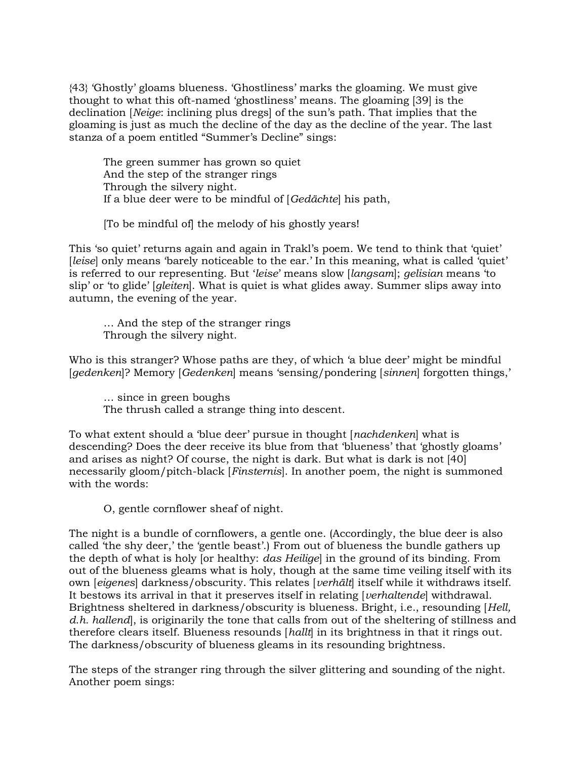{43} 'Ghostly' gloams blueness. 'Ghostliness' marks the gloaming. We must give thought to what this oft-named 'ghostliness' means. The gloaming [39] is the declination [*Neige*: inclining plus dregs] of the sun's path. That implies that the gloaming is just as much the decline of the day as the decline of the year. The last stanza of a poem entitled "Summer's Decline" sings:

> The green summer has grown so quiet
> And the step of the stranger rings
> Through the silvery night.
> If a blue deer were to be mindful of [*Gedächte*] his path,
>
> [To be mindful of] the melody of his ghostly years!

This 'so quiet' returns again and again in Trakl's poem. We tend to think that 'quiet' [*leise*] only means 'barely noticeable to the ear.' In this meaning, what is called 'quiet' is referred to our representing. But '*leise*' means slow [*langsam*]; *gelisian* means 'to slip' or 'to glide' [*gleiten*]. What is quiet is what glides away. Summer slips away into autumn, the evening of the year.

> … And the step of the stranger rings
> Through the silvery night.

Who is this stranger? Whose paths are they, of which 'a blue deer' might be mindful [*gedenken*]? Memory [*Gedenken*] means 'sensing/pondering [*sinnen*] forgotten things,'

> … since in green boughs
> The thrush called a strange thing into descent.

To what extent should a 'blue deer' pursue in thought [*nachdenken*] what is descending? Does the deer receive its blue from that 'blueness' that 'ghostly gloams' and arises as night? Of course, the night is dark. But what is dark is not [40] necessarily gloom/pitch-black [*Finsternis*]. In another poem, the night is summoned with the words:

> O, gentle cornflower sheaf of night.

The night is a bundle of cornflowers, a gentle one. (Accordingly, the blue deer is also called 'the shy deer,' the 'gentle beast'.) From out of blueness the bundle gathers up the depth of what is holy [or healthy: *das Heilige*] in the ground of its binding. From out of the blueness gleams what is holy, though at the same time veiling itself with its own [*eigenes*] darkness/obscurity. This relates [*verhält*] itself while it withdraws itself. It bestows its arrival in that it preserves itself in relating [*verhaltende*] withdrawal. Brightness sheltered in darkness/obscurity is blueness. Bright, i.e., resounding [*Hell, d.h. hallend*], is originarily the tone that calls from out of the sheltering of stillness and therefore clears itself. Blueness resounds [*hallt*] in its brightness in that it rings out. The darkness/obscurity of blueness gleams in its resounding brightness.

The steps of the stranger ring through the silver glittering and sounding of the night. Another poem sings: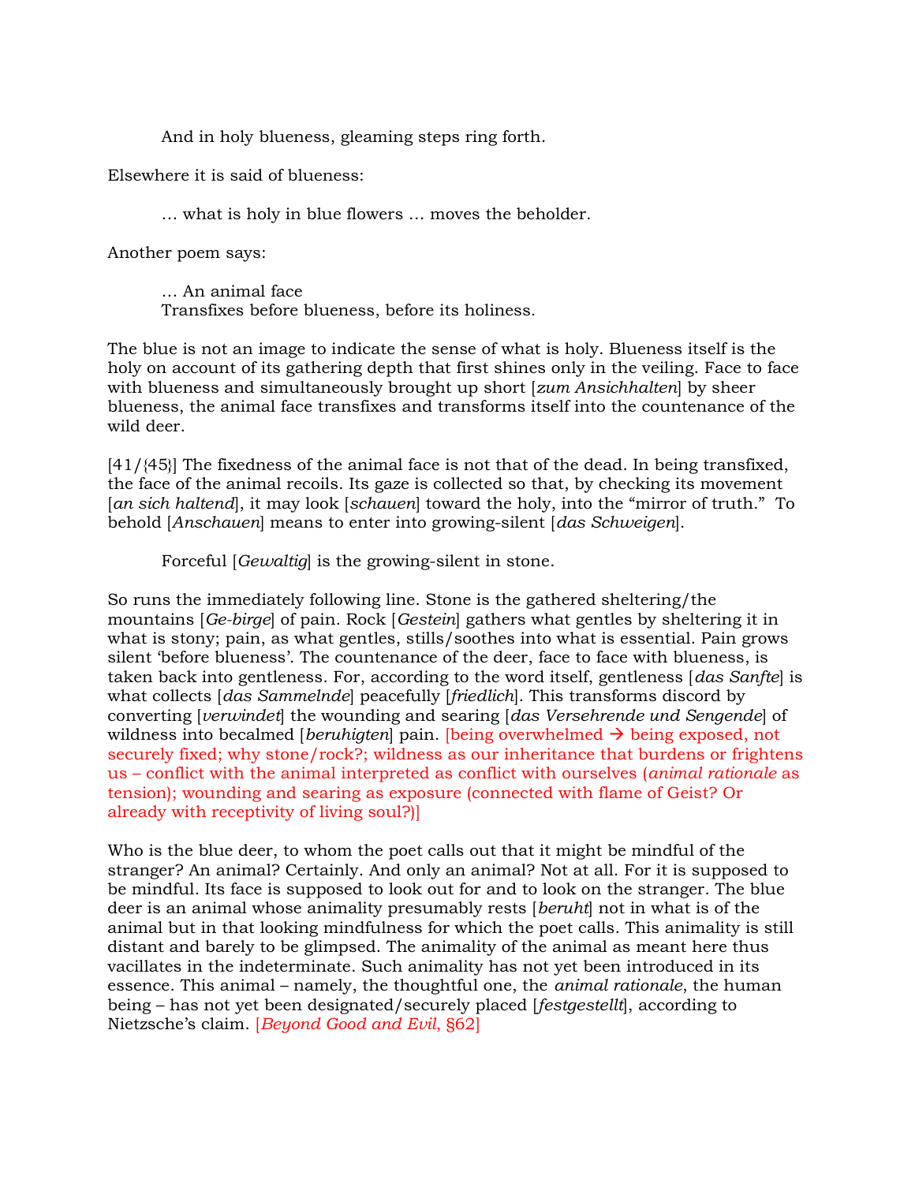> And in holy blueness, gleaming steps ring forth.

Elsewhere it is said of blueness:

> … what is holy in blue flowers … moves the beholder.

Another poem says:

> … An animal face
> Transfixes before blueness, before its holiness.

The blue is not an image to indicate the sense of what is holy. Blueness itself is the holy on account of its gathering depth that first shines only in the veiling. Face to face with blueness and simultaneously brought up short [*zum Ansichhalten*] by sheer blueness, the animal face transfixes and transforms itself into the countenance of the wild deer.

[41/{45}] The fixedness of the animal face is not that of the dead. In being transfixed, the face of the animal recoils. Its gaze is collected so that, by checking its movement [*an sich haltend*], it may look [*schauen*] toward the holy, into the "mirror of truth." To behold [*Anschauen*] means to enter into growing-silent [*das Schweigen*].

> Forceful [*Gewaltig*] is the growing-silent in stone.

So runs the immediately following line. Stone is the gathered sheltering/the mountains [*Ge-birge*] of pain. Rock [*Gestein*] gathers what gentles by sheltering it in what is stony; pain, as what gentles, stills/soothes into what is essential. Pain grows silent 'before blueness'. The countenance of the deer, face to face with blueness, is taken back into gentleness. For, according to the word itself, gentleness [*das Sanfte*] is what collects [*das Sammelnde*] peacefully [*friedlich*]. This transforms discord by converting [*verwindet*] the wounding and searing [*das Versehrende und Sengende*] of wildness into becalmed [*beruhigten*] pain. [being overwhelmed → being exposed, not securely fixed; why stone/rock?; wildness as our inheritance that burdens or frightens us – conflict with the animal interpreted as conflict with ourselves (*animal rationale* as tension); wounding and searing as exposure (connected with flame of Geist? Or already with receptivity of living soul?)]

Who is the blue deer, to whom the poet calls out that it might be mindful of the stranger? An animal? Certainly. And only an animal? Not at all. For it is supposed to be mindful. Its face is supposed to look out for and to look on the stranger. The blue deer is an animal whose animality presumably rests [*beruht*] not in what is of the animal but in that looking mindfulness for which the poet calls. This animality is still distant and barely to be glimpsed. The animality of the animal as meant here thus vacillates in the indeterminate. Such animality has not yet been introduced in its essence. This animal – namely, the thoughtful one, the *animal rationale*, the human being – has not yet been designated/securely placed [*festgestellt*], according to Nietzsche's claim. [*Beyond Good and Evil*, §62]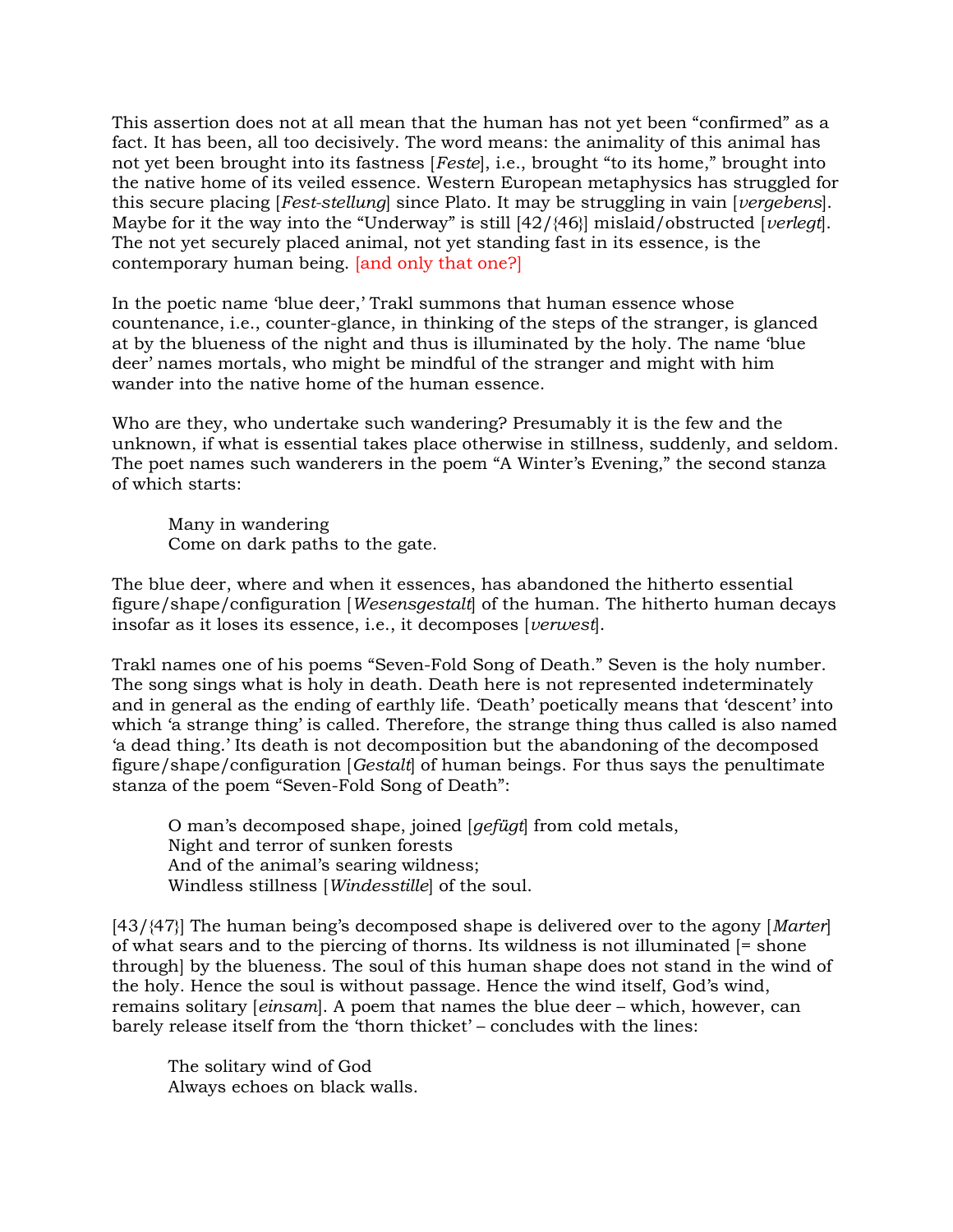This assertion does not at all mean that the human has not yet been "confirmed" as a fact. It has been, all too decisively. The word means: the animality of this animal has not yet been brought into its fastness [*Feste*], i.e., brought "to its home," brought into the native home of its veiled essence. Western European metaphysics has struggled for this secure placing [*Fest-stellung*] since Plato. It may be struggling in vain [*vergebens*]. Maybe for it the way into the "Underway" is still [42/{46}] mislaid/obstructed [*verlegt*]. The not yet securely placed animal, not yet standing fast in its essence, is the contemporary human being. [and only that one?]

In the poetic name 'blue deer,' Trakl summons that human essence whose countenance, i.e., counter-glance, in thinking of the steps of the stranger, is glanced at by the blueness of the night and thus is illuminated by the holy. The name 'blue deer' names mortals, who might be mindful of the stranger and might with him wander into the native home of the human essence.

Who are they, who undertake such wandering? Presumably it is the few and the unknown, if what is essential takes place otherwise in stillness, suddenly, and seldom. The poet names such wanderers in the poem "A Winter's Evening," the second stanza of which starts:

> Many in wandering
> Come on dark paths to the gate.

The blue deer, where and when it essences, has abandoned the hitherto essential figure/shape/configuration [*Wesensgestalt*] of the human. The hitherto human decays insofar as it loses its essence, i.e., it decomposes [*verwest*].

Trakl names one of his poems "Seven-Fold Song of Death." Seven is the holy number. The song sings what is holy in death. Death here is not represented indeterminately and in general as the ending of earthly life. 'Death' poetically means that 'descent' into which 'a strange thing' is called. Therefore, the strange thing thus called is also named 'a dead thing.' Its death is not decomposition but the abandoning of the decomposed figure/shape/configuration [*Gestalt*] of human beings. For thus says the penultimate stanza of the poem "Seven-Fold Song of Death":

> O man's decomposed shape, joined [*gefügt*] from cold metals,
> Night and terror of sunken forests
> And of the animal's searing wildness;
> Windless stillness [*Windesstille*] of the soul.

[43/{47}] The human being's decomposed shape is delivered over to the agony [*Marter*] of what sears and to the piercing of thorns. Its wildness is not illuminated [= shone through] by the blueness. The soul of this human shape does not stand in the wind of the holy. Hence the soul is without passage. Hence the wind itself, God's wind, remains solitary [*einsam*]. A poem that names the blue deer – which, however, can barely release itself from the 'thorn thicket' – concludes with the lines:

> The solitary wind of God
> Always echoes on black walls.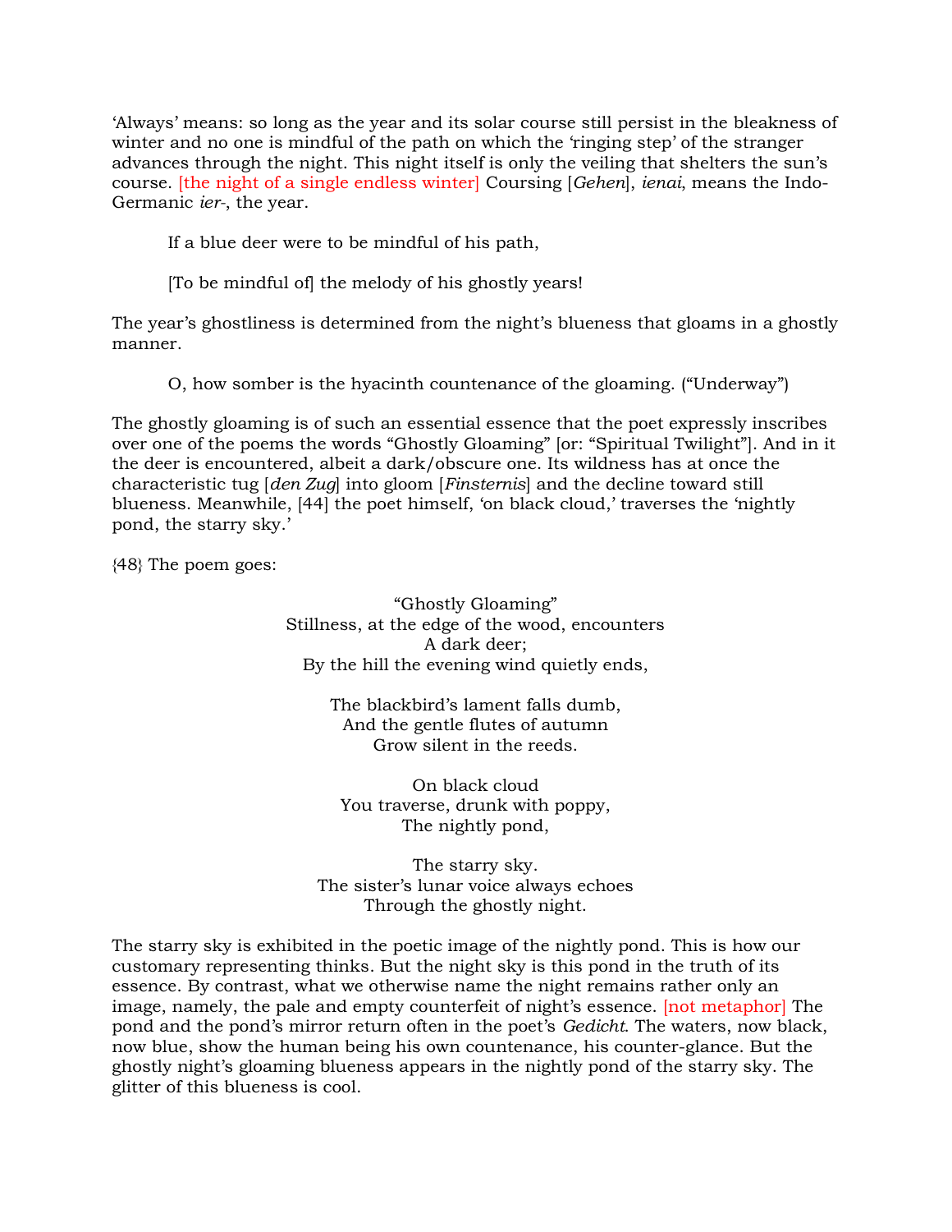'Always' means: so long as the year and its solar course still persist in the bleakness of winter and no one is mindful of the path on which the 'ringing step' of the stranger advances through the night. This night itself is only the veiling that shelters the sun's course. [the night of a single endless winter] Coursing [*Gehen*], *ienai*, means the Indo-Germanic *ier-*, the year.

> If a blue deer were to be mindful of his path,
>
> [To be mindful of] the melody of his ghostly years!

The year's ghostliness is determined from the night's blueness that gloams in a ghostly manner.

> O, how somber is the hyacinth countenance of the gloaming. ("Underway")

The ghostly gloaming is of such an essential essence that the poet expressly inscribes over one of the poems the words "Ghostly Gloaming" [or: "Spiritual Twilight"]. And in it the deer is encountered, albeit a dark/obscure one. Its wildness has at once the characteristic tug [*den Zug*] into gloom [*Finsternis*] and the decline toward still blueness. Meanwhile, [44] the poet himself, 'on black cloud,' traverses the 'nightly pond, the starry sky.'

{48} The poem goes:

"Ghostly Gloaming"
Stillness, at the edge of the wood, encounters
A dark deer;
By the hill the evening wind quietly ends,

The blackbird's lament falls dumb,
And the gentle flutes of autumn
Grow silent in the reeds.

On black cloud
You traverse, drunk with poppy,
The nightly pond,

The starry sky.
The sister's lunar voice always echoes
Through the ghostly night.

The starry sky is exhibited in the poetic image of the nightly pond. This is how our customary representing thinks. But the night sky is this pond in the truth of its essence. By contrast, what we otherwise name the night remains rather only an image, namely, the pale and empty counterfeit of night's essence. [not metaphor] The pond and the pond's mirror return often in the poet's *Gedicht*. The waters, now black, now blue, show the human being his own countenance, his counter-glance. But the ghostly night's gloaming blueness appears in the nightly pond of the starry sky. The glitter of this blueness is cool.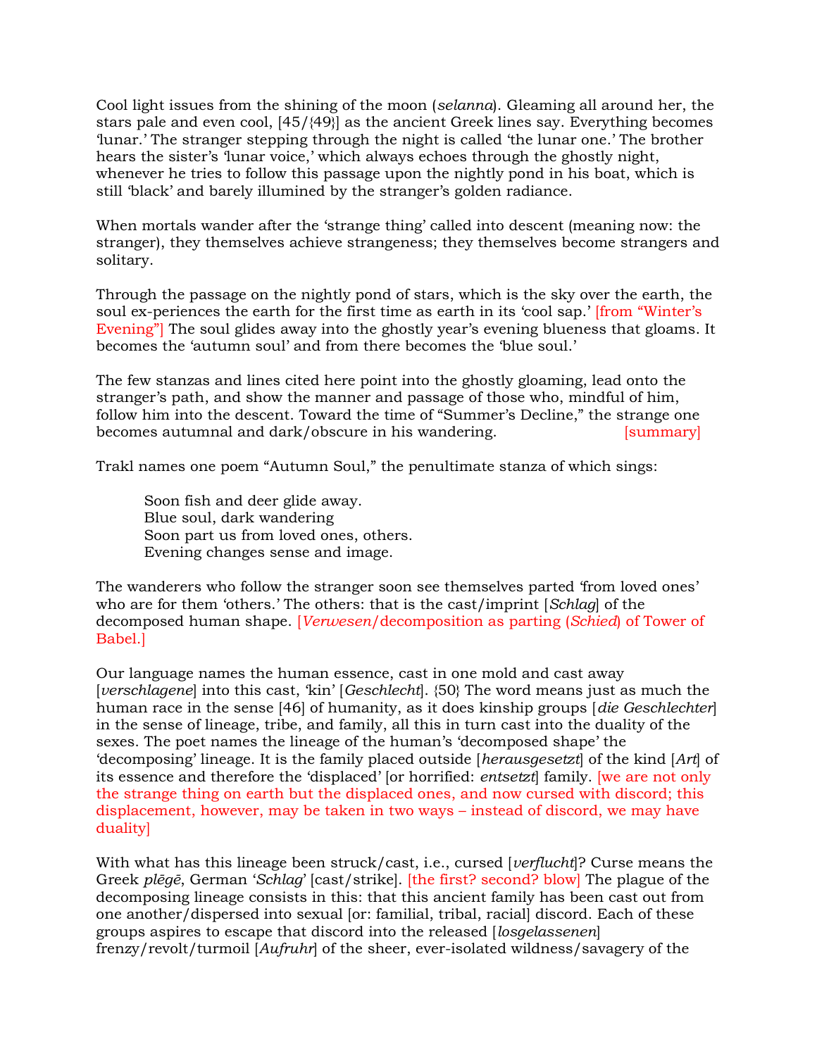Cool light issues from the shining of the moon (*selanna*). Gleaming all around her, the stars pale and even cool, [45/{49}] as the ancient Greek lines say. Everything becomes 'lunar.' The stranger stepping through the night is called 'the lunar one.' The brother hears the sister's 'lunar voice,' which always echoes through the ghostly night, whenever he tries to follow this passage upon the nightly pond in his boat, which is still 'black' and barely illumined by the stranger's golden radiance.

When mortals wander after the 'strange thing' called into descent (meaning now: the stranger), they themselves achieve strangeness; they themselves become strangers and solitary.

Through the passage on the nightly pond of stars, which is the sky over the earth, the soul ex-periences the earth for the first time as earth in its 'cool sap.' [from "Winter's Evening"] The soul glides away into the ghostly year's evening blueness that gloams. It becomes the 'autumn soul' and from there becomes the 'blue soul.'

The few stanzas and lines cited here point into the ghostly gloaming, lead onto the stranger's path, and show the manner and passage of those who, mindful of him, follow him into the descent. Toward the time of "Summer's Decline," the strange one becomes autumnal and dark/obscure in his wandering. [summary]

Trakl names one poem "Autumn Soul," the penultimate stanza of which sings:

> Soon fish and deer glide away.
> Blue soul, dark wandering
> Soon part us from loved ones, others.
> Evening changes sense and image.

The wanderers who follow the stranger soon see themselves parted 'from loved ones' who are for them 'others.' The others: that is the cast/imprint [*Schlag*] of the decomposed human shape. [*Verwesen*/decomposition as parting (*Schied*) of Tower of Babel.]

Our language names the human essence, cast in one mold and cast away [*verschlagene*] into this cast, 'kin' [*Geschlecht*]. {50} The word means just as much the human race in the sense [46] of humanity, as it does kinship groups [*die Geschlechter*] in the sense of lineage, tribe, and family, all this in turn cast into the duality of the sexes. The poet names the lineage of the human's 'decomposed shape' the 'decomposing' lineage. It is the family placed outside [*herausgesetzt*] of the kind [*Art*] of its essence and therefore the 'displaced' [or horrified: *entsetzt*] family. [we are not only the strange thing on earth but the displaced ones, and now cursed with discord; this displacement, however, may be taken in two ways – instead of discord, we may have duality]

With what has this lineage been struck/cast, i.e., cursed [*verflucht*]? Curse means the Greek *plēgē*, German '*Schlag*' [cast/strike]. [the first? second? blow] The plague of the decomposing lineage consists in this: that this ancient family has been cast out from one another/dispersed into sexual [or: familial, tribal, racial] discord. Each of these groups aspires to escape that discord into the released [*losgelassenen*] frenzy/revolt/turmoil [*Aufruhr*] of the sheer, ever-isolated wildness/savagery of the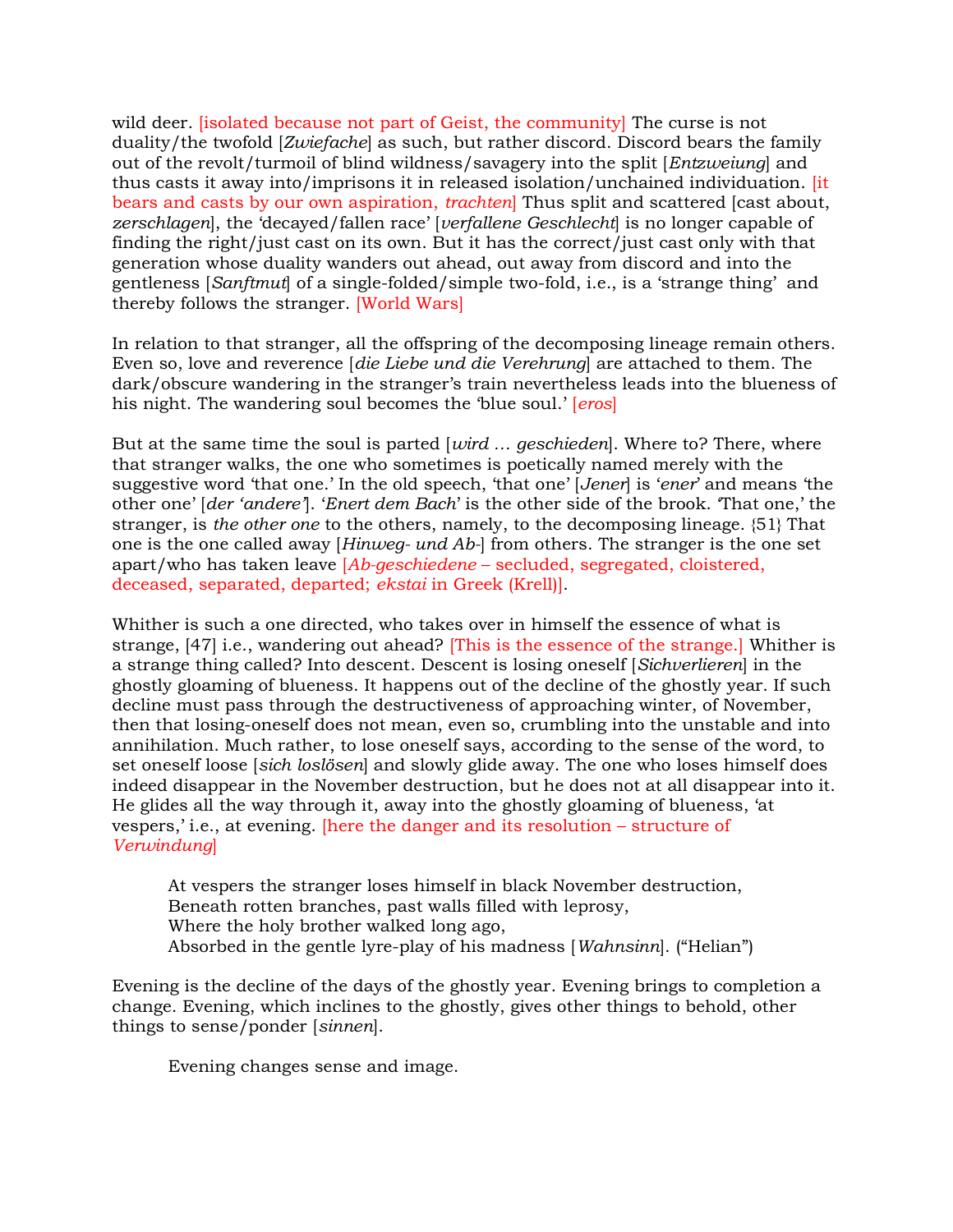wild deer. [isolated because not part of Geist, the community] The curse is not duality/the twofold [*Zwiefache*] as such, but rather discord. Discord bears the family out of the revolt/turmoil of blind wildness/savagery into the split [*Entzweiung*] and thus casts it away into/imprisons it in released isolation/unchained individuation. [it bears and casts by our own aspiration, *trachten*] Thus split and scattered [cast about, *zerschlagen*], the 'decayed/fallen race' [*verfallene Geschlecht*] is no longer capable of finding the right/just cast on its own. But it has the correct/just cast only with that generation whose duality wanders out ahead, out away from discord and into the gentleness [*Sanftmut*] of a single-folded/simple two-fold, i.e., is a 'strange thing' and thereby follows the stranger. [World Wars]

In relation to that stranger, all the offspring of the decomposing lineage remain others. Even so, love and reverence [*die Liebe und die Verehrung*] are attached to them. The dark/obscure wandering in the stranger's train nevertheless leads into the blueness of his night. The wandering soul becomes the 'blue soul.' [*eros*]

But at the same time the soul is parted [*wird … geschieden*]. Where to? There, where that stranger walks, the one who sometimes is poetically named merely with the suggestive word 'that one.' In the old speech, 'that one' [*Jener*] is '*ener*' and means 'the other one' [*der 'andere'*]. '*Enert dem Bach*' is the other side of the brook. 'That one,' the stranger, is *the other one* to the others, namely, to the decomposing lineage. {51} That one is the one called away [*Hinweg- und Ab-*] from others. The stranger is the one set apart/who has taken leave [*Ab-geschiedene* – secluded, segregated, cloistered, deceased, separated, departed; *ekstai* in Greek (Krell)].

Whither is such a one directed, who takes over in himself the essence of what is strange, [47] i.e., wandering out ahead? [This is the essence of the strange.] Whither is a strange thing called? Into descent. Descent is losing oneself [*Sichverlieren*] in the ghostly gloaming of blueness. It happens out of the decline of the ghostly year. If such decline must pass through the destructiveness of approaching winter, of November, then that losing-oneself does not mean, even so, crumbling into the unstable and into annihilation. Much rather, to lose oneself says, according to the sense of the word, to set oneself loose [*sich loslösen*] and slowly glide away. The one who loses himself does indeed disappear in the November destruction, but he does not at all disappear into it. He glides all the way through it, away into the ghostly gloaming of blueness, 'at vespers,' i.e., at evening. [here the danger and its resolution – structure of *Verwindung*]

> At vespers the stranger loses himself in black November destruction,
> Beneath rotten branches, past walls filled with leprosy,
> Where the holy brother walked long ago,
> Absorbed in the gentle lyre-play of his madness [*Wahnsinn*]. ("Helian")

Evening is the decline of the days of the ghostly year. Evening brings to completion a change. Evening, which inclines to the ghostly, gives other things to behold, other things to sense/ponder [*sinnen*].

> Evening changes sense and image.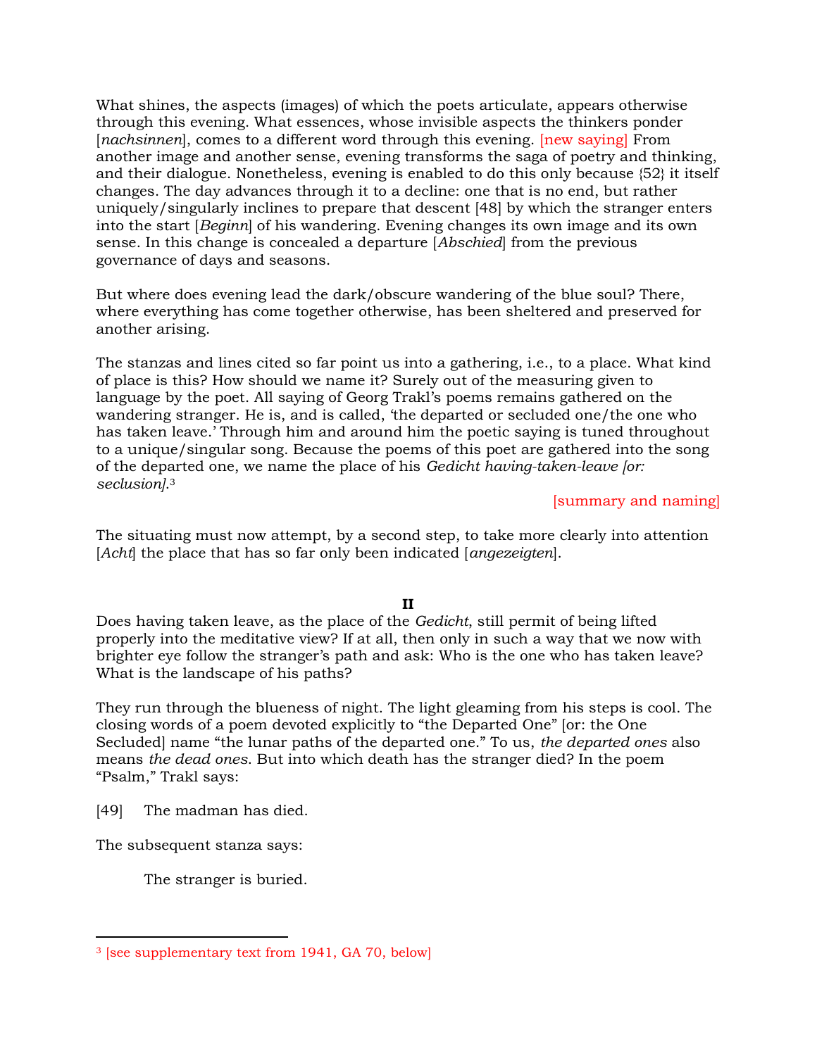What shines, the aspects (images) of which the poets articulate, appears otherwise through this evening. What essences, whose invisible aspects the thinkers ponder [*nachsinnen*], comes to a different word through this evening. [new saying] From another image and another sense, evening transforms the saga of poetry and thinking, and their dialogue. Nonetheless, evening is enabled to do this only because {52} it itself changes. The day advances through it to a decline: one that is no end, but rather uniquely/singularly inclines to prepare that descent [48] by which the stranger enters into the start [*Beginn*] of his wandering. Evening changes its own image and its own sense. In this change is concealed a departure [*Abschied*] from the previous governance of days and seasons.

But where does evening lead the dark/obscure wandering of the blue soul? There, where everything has come together otherwise, has been sheltered and preserved for another arising.

The stanzas and lines cited so far point us into a gathering, i.e., to a place. What kind of place is this? How should we name it? Surely out of the measuring given to language by the poet. All saying of Georg Trakl's poems remains gathered on the wandering stranger. He is, and is called, 'the departed or secluded one/the one who has taken leave.' Through him and around him the poetic saying is tuned throughout to a unique/singular song. Because the poems of this poet are gathered into the song of the departed one, we name the place of his *Gedicht having-taken-leave [or: seclusion]*.[3]

[summary and naming]

The situating must now attempt, by a second step, to take more clearly into attention [*Acht*] the place that has so far only been indicated [*angezeigten*].

**II**

Does having taken leave, as the place of the *Gedicht*, still permit of being lifted properly into the meditative view? If at all, then only in such a way that we now with brighter eye follow the stranger's path and ask: Who is the one who has taken leave? What is the landscape of his paths?

They run through the blueness of night. The light gleaming from his steps is cool. The closing words of a poem devoted explicitly to "the Departed One" [or: the One Secluded] name "the lunar paths of the departed one." To us, *the departed ones* also means *the dead ones*. But into which death has the stranger died? In the poem "Psalm," Trakl says:

[49] The madman has died.

The subsequent stanza says:

> The stranger is buried.

---

[3] [see supplementary text from 1941, GA 70, below]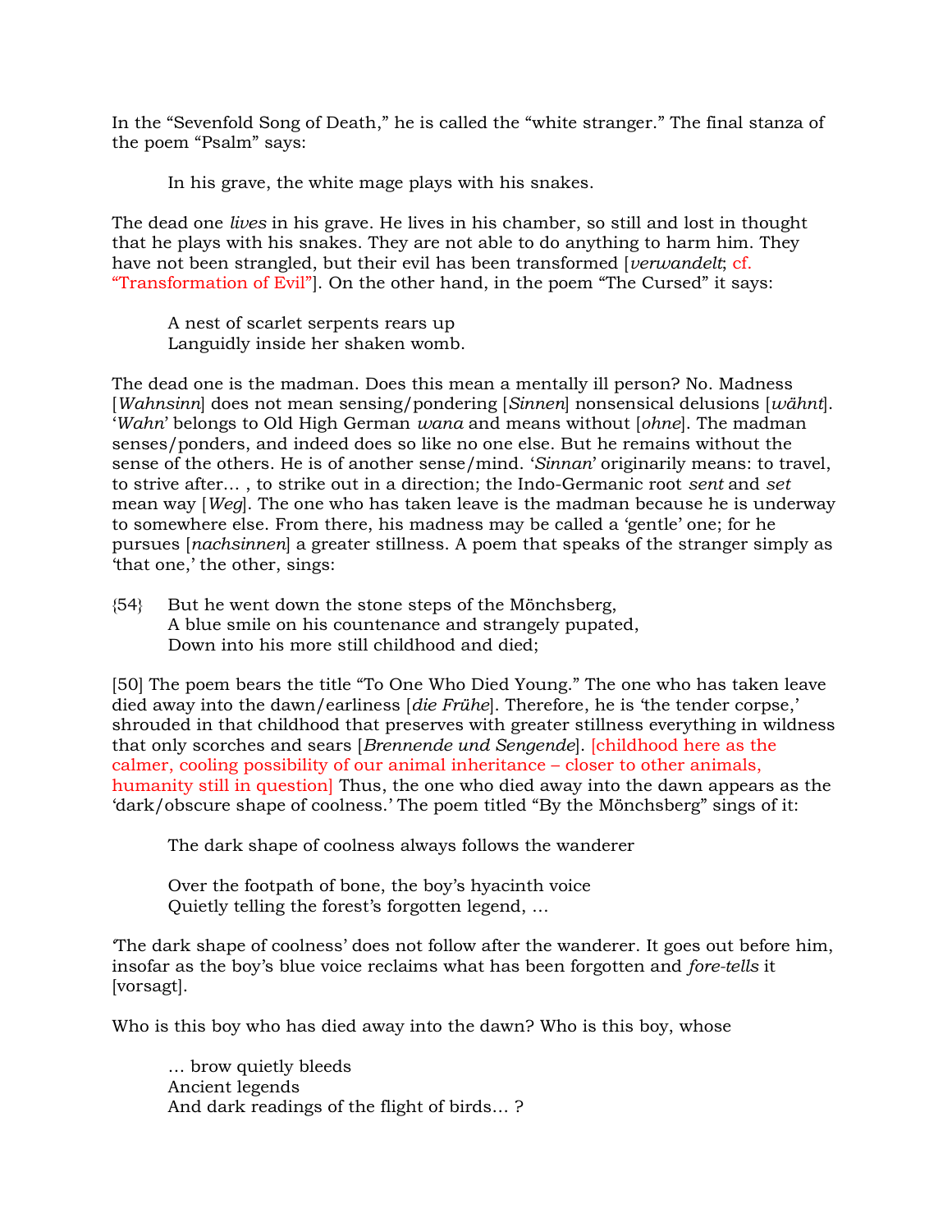In the "Sevenfold Song of Death," he is called the "white stranger." The final stanza of the poem "Psalm" says:

> In his grave, the white mage plays with his snakes.

The dead one *lives* in his grave. He lives in his chamber, so still and lost in thought that he plays with his snakes. They are not able to do anything to harm him. They have not been strangled, but their evil has been transformed [*verwandelt*; cf. "Transformation of Evil"]. On the other hand, in the poem "The Cursed" it says:

> A nest of scarlet serpents rears up
> Languidly inside her shaken womb.

The dead one is the madman. Does this mean a mentally ill person? No. Madness [*Wahnsinn*] does not mean sensing/pondering [*Sinnen*] nonsensical delusions [*wähnt*]. '*Wahn*' belongs to Old High German *wana* and means without [*ohne*]. The madman senses/ponders, and indeed does so like no one else. But he remains without the sense of the others. He is of another sense/mind. '*Sinnan*' originarily means: to travel, to strive after… , to strike out in a direction; the Indo-Germanic root *sent* and *set* mean way [*Weg*]. The one who has taken leave is the madman because he is underway to somewhere else. From there, his madness may be called a 'gentle' one; for he pursues [*nachsinnen*] a greater stillness. A poem that speaks of the stranger simply as 'that one,' the other, sings:

> {54} But he went down the stone steps of the Mönchsberg,
> A blue smile on his countenance and strangely pupated,
> Down into his more still childhood and died;

[50] The poem bears the title "To One Who Died Young." The one who has taken leave died away into the dawn/earliness [*die Frühe*]. Therefore, he is 'the tender corpse,' shrouded in that childhood that preserves with greater stillness everything in wildness that only scorches and sears [*Brennende und Sengende*]. [childhood here as the calmer, cooling possibility of our animal inheritance – closer to other animals, humanity still in question] Thus, the one who died away into the dawn appears as the 'dark/obscure shape of coolness.' The poem titled "By the Mönchsberg" sings of it:

> The dark shape of coolness always follows the wanderer
>
> Over the footpath of bone, the boy's hyacinth voice
> Quietly telling the forest's forgotten legend, …

'The dark shape of coolness' does not follow after the wanderer. It goes out before him, insofar as the boy's blue voice reclaims what has been forgotten and *fore-tells* it [vorsagt].

Who is this boy who has died away into the dawn? Who is this boy, whose

> … brow quietly bleeds
> Ancient legends
> And dark readings of the flight of birds… ?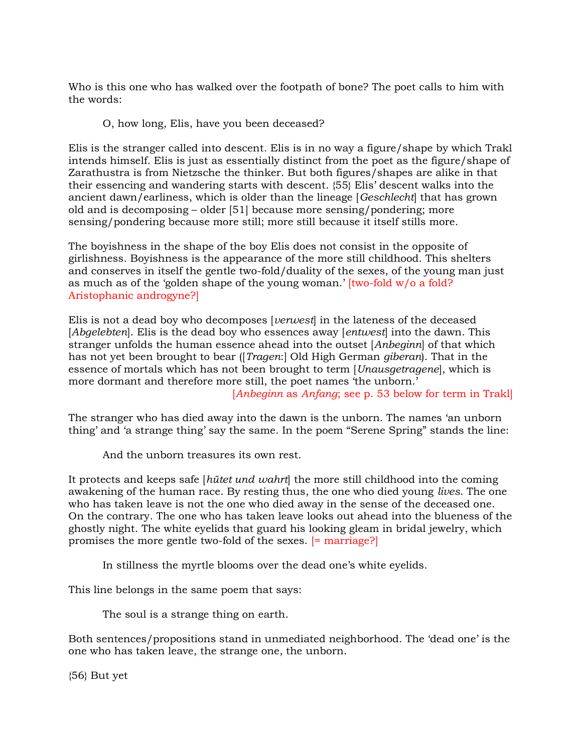Who is this one who has walked over the footpath of bone? The poet calls to him with the words:

> O, how long, Elis, have you been deceased?

Elis is the stranger called into descent. Elis is in no way a figure/shape by which Trakl intends himself. Elis is just as essentially distinct from the poet as the figure/shape of Zarathustra is from Nietzsche the thinker. But both figures/shapes are alike in that their essencing and wandering starts with descent. {55} Elis' descent walks into the ancient dawn/earliness, which is older than the lineage [*Geschlecht*] that has grown old and is decomposing – older [51] because more sensing/pondering; more sensing/pondering because more still; more still because it itself stills more.

The boyishness in the shape of the boy Elis does not consist in the opposite of girlishness. Boyishness is the appearance of the more still childhood. This shelters and conserves in itself the gentle two-fold/duality of the sexes, of the young man just as much as of the 'golden shape of the young woman.' [two-fold w/o a fold? Aristophanic androgyne?]

Elis is not a dead boy who decomposes [*verwest*] in the lateness of the deceased [*Abgelebten*]. Elis is the dead boy who essences away [*entwest*] into the dawn. This stranger unfolds the human essence ahead into the outset [*Anbeginn*] of that which has not yet been brought to bear ([*Tragen*:] Old High German *giberan*). That in the essence of mortals which has not been brought to term [*Unausgetragene*], which is more dormant and therefore more still, the poet names 'the unborn.'

[*Anbeginn* as *Anfang*; see p. 53 below for term in Trakl]

The stranger who has died away into the dawn is the unborn. The names 'an unborn thing' and 'a strange thing' say the same. In the poem "Serene Spring" stands the line:

> And the unborn treasures its own rest.

It protects and keeps safe [*hütet und wahrt*] the more still childhood into the coming awakening of the human race. By resting thus, the one who died young *lives*. The one who has taken leave is not the one who died away in the sense of the deceased one. On the contrary. The one who has taken leave looks out ahead into the blueness of the ghostly night. The white eyelids that guard his looking gleam in bridal jewelry, which promises the more gentle two-fold of the sexes. [= marriage?]

> In stillness the myrtle blooms over the dead one's white eyelids.

This line belongs in the same poem that says:

> The soul is a strange thing on earth.

Both sentences/propositions stand in unmediated neighborhood. The 'dead one' is the one who has taken leave, the strange one, the unborn.

{56} But yet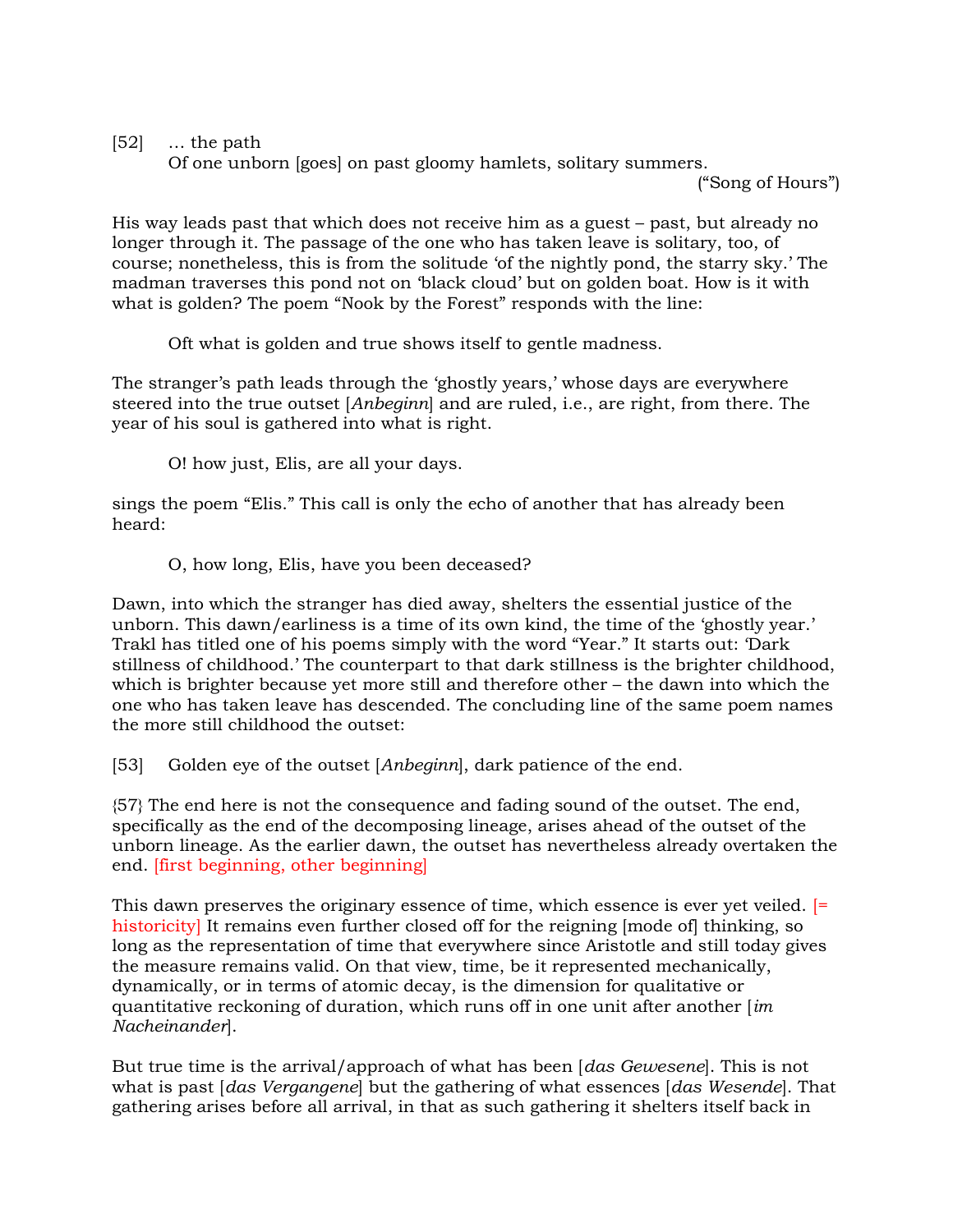[52] … the path
Of one unborn [goes] on past gloomy hamlets, solitary summers.
("Song of Hours")

His way leads past that which does not receive him as a guest – past, but already no longer through it. The passage of the one who has taken leave is solitary, too, of course; nonetheless, this is from the solitude 'of the nightly pond, the starry sky.' The madman traverses this pond not on 'black cloud' but on golden boat. How is it with what is golden? The poem "Nook by the Forest" responds with the line:

> Oft what is golden and true shows itself to gentle madness.

The stranger's path leads through the 'ghostly years,' whose days are everywhere steered into the true outset [*Anbeginn*] and are ruled, i.e., are right, from there. The year of his soul is gathered into what is right.

> O! how just, Elis, are all your days.

sings the poem "Elis." This call is only the echo of another that has already been heard:

> O, how long, Elis, have you been deceased?

Dawn, into which the stranger has died away, shelters the essential justice of the unborn. This dawn/earliness is a time of its own kind, the time of the 'ghostly year.' Trakl has titled one of his poems simply with the word "Year." It starts out: 'Dark stillness of childhood.' The counterpart to that dark stillness is the brighter childhood, which is brighter because yet more still and therefore other – the dawn into which the one who has taken leave has descended. The concluding line of the same poem names the more still childhood the outset:

[53] Golden eye of the outset [*Anbeginn*], dark patience of the end.

{57} The end here is not the consequence and fading sound of the outset. The end, specifically as the end of the decomposing lineage, arises ahead of the outset of the unborn lineage. As the earlier dawn, the outset has nevertheless already overtaken the end. [first beginning, other beginning]

This dawn preserves the originary essence of time, which essence is ever yet veiled. [= historicity] It remains even further closed off for the reigning [mode of] thinking, so long as the representation of time that everywhere since Aristotle and still today gives the measure remains valid. On that view, time, be it represented mechanically, dynamically, or in terms of atomic decay, is the dimension for qualitative or quantitative reckoning of duration, which runs off in one unit after another [*im Nacheinander*].

But true time is the arrival/approach of what has been [*das Gewesene*]. This is not what is past [*das Vergangene*] but the gathering of what essences [*das Wesende*]. That gathering arises before all arrival, in that as such gathering it shelters itself back in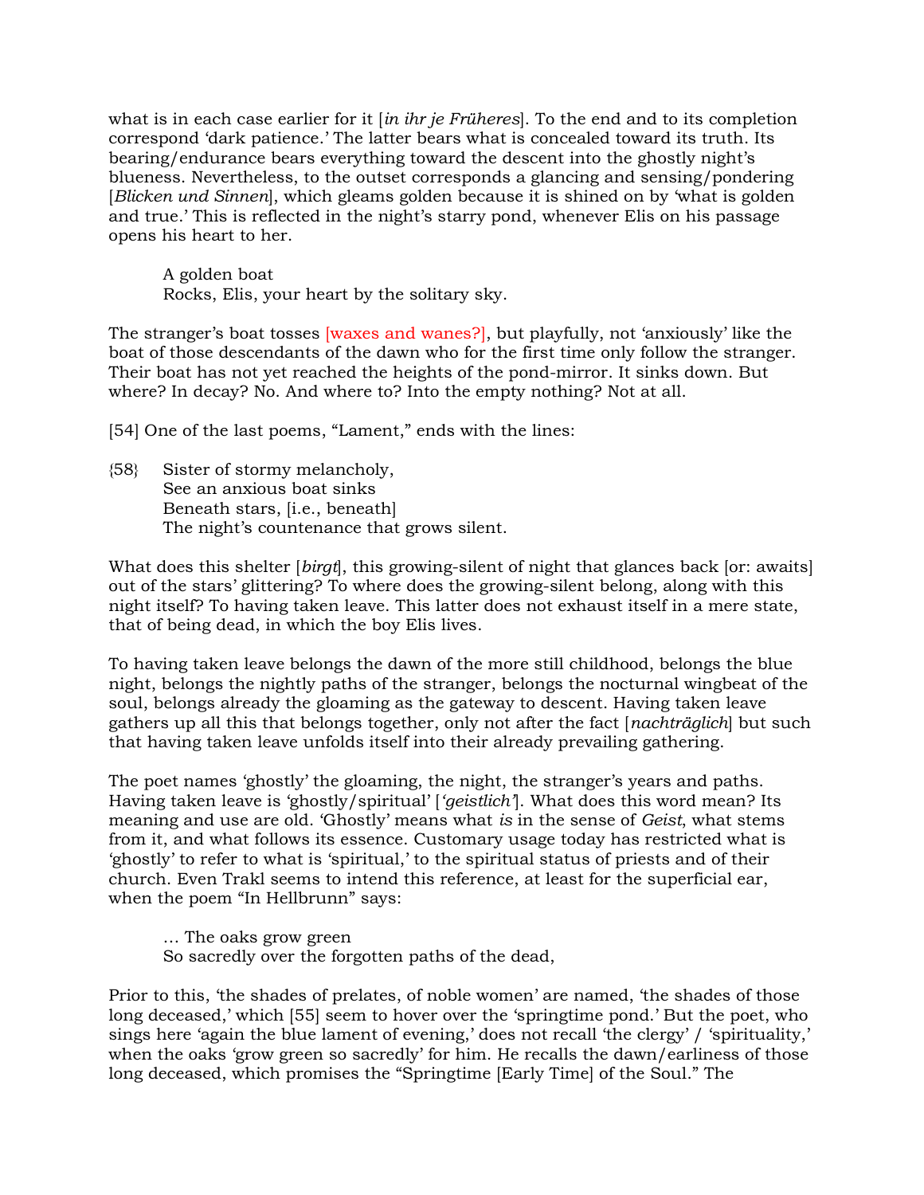what is in each case earlier for it [*in ihr je Früheres*]. To the end and to its completion correspond 'dark patience.' The latter bears what is concealed toward its truth. Its bearing/endurance bears everything toward the descent into the ghostly night's blueness. Nevertheless, to the outset corresponds a glancing and sensing/pondering [*Blicken und Sinnen*], which gleams golden because it is shined on by 'what is golden and true.' This is reflected in the night's starry pond, whenever Elis on his passage opens his heart to her.

> A golden boat
> Rocks, Elis, your heart by the solitary sky.

The stranger's boat tosses [waxes and wanes?], but playfully, not 'anxiously' like the boat of those descendants of the dawn who for the first time only follow the stranger. Their boat has not yet reached the heights of the pond-mirror. It sinks down. But where? In decay? No. And where to? Into the empty nothing? Not at all.

[54] One of the last poems, "Lament," ends with the lines:

{58} Sister of stormy melancholy,
See an anxious boat sinks
Beneath stars, [i.e., beneath]
The night's countenance that grows silent.

What does this shelter [*birgt*], this growing-silent of night that glances back [or: awaits] out of the stars' glittering? To where does the growing-silent belong, along with this night itself? To having taken leave. This latter does not exhaust itself in a mere state, that of being dead, in which the boy Elis lives.

To having taken leave belongs the dawn of the more still childhood, belongs the blue night, belongs the nightly paths of the stranger, belongs the nocturnal wingbeat of the soul, belongs already the gloaming as the gateway to descent. Having taken leave gathers up all this that belongs together, only not after the fact [*nachträglich*] but such that having taken leave unfolds itself into their already prevailing gathering.

The poet names 'ghostly' the gloaming, the night, the stranger's years and paths. Having taken leave is 'ghostly/spiritual' ['*geistlich*']. What does this word mean? Its meaning and use are old. 'Ghostly' means what *is* in the sense of *Geist*, what stems from it, and what follows its essence. Customary usage today has restricted what is 'ghostly' to refer to what is 'spiritual,' to the spiritual status of priests and of their church. Even Trakl seems to intend this reference, at least for the superficial ear, when the poem "In Hellbrunn" says:

> … The oaks grow green
> So sacredly over the forgotten paths of the dead,

Prior to this, 'the shades of prelates, of noble women' are named, 'the shades of those long deceased,' which [55] seem to hover over the 'springtime pond.' But the poet, who sings here 'again the blue lament of evening,' does not recall 'the clergy' / 'spirituality,' when the oaks 'grow green so sacredly' for him. He recalls the dawn/earliness of those long deceased, which promises the "Springtime [Early Time] of the Soul." The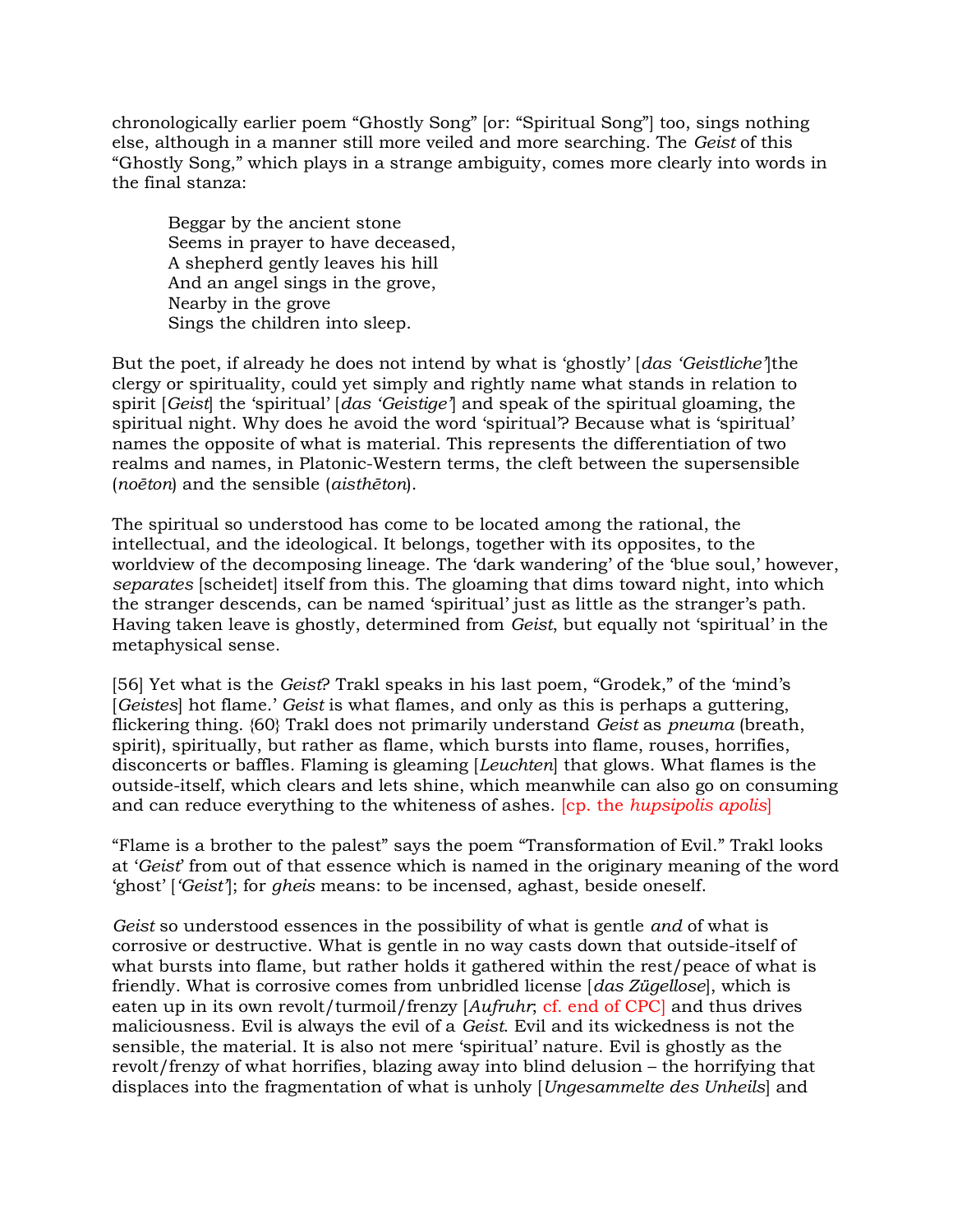chronologically earlier poem “Ghostly Song” [or: “Spiritual Song”] too, sings nothing else, although in a manner still more veiled and more searching. The *Geist* of this “Ghostly Song,” which plays in a strange ambiguity, comes more clearly into words in the final stanza:

> Beggar by the ancient stone
> Seems in prayer to have deceased,
> A shepherd gently leaves his hill
> And an angel sings in the grove,
> Nearby in the grove
> Sings the children into sleep.

But the poet, if already he does not intend by what is ‘ghostly’ [*das ‘Geistliche’*]the clergy or spirituality, could yet simply and rightly name what stands in relation to spirit [*Geist*] the ‘spiritual’ [*das ‘Geistige’*] and speak of the spiritual gloaming, the spiritual night. Why does he avoid the word ‘spiritual’? Because what is ‘spiritual’ names the opposite of what is material. This represents the differentiation of two realms and names, in Platonic-Western terms, the cleft between the supersensible (*noēton*) and the sensible (*aisthēton*).

The spiritual so understood has come to be located among the rational, the intellectual, and the ideological. It belongs, together with its opposites, to the worldview of the decomposing lineage. The ‘dark wandering’ of the ‘blue soul,’ however, *separates* [scheidet] itself from this. The gloaming that dims toward night, into which the stranger descends, can be named ‘spiritual’ just as little as the stranger’s path. Having taken leave is ghostly, determined from *Geist*, but equally not ‘spiritual’ in the metaphysical sense.

[56] Yet what is the *Geist*? Trakl speaks in his last poem, “Grodek,” of the ‘mind’s [*Geistes*] hot flame.’ *Geist* is what flames, and only as this is perhaps a guttering, flickering thing. {60} Trakl does not primarily understand *Geist* as *pneuma* (breath, spirit), spiritually, but rather as flame, which bursts into flame, rouses, horrifies, disconcerts or baffles. Flaming is gleaming [*Leuchten*] that glows. What flames is the outside-itself, which clears and lets shine, which meanwhile can also go on consuming and can reduce everything to the whiteness of ashes. [cp. the *hupsipolis apolis*]

“Flame is a brother to the palest” says the poem “Transformation of Evil.” Trakl looks at ‘*Geist*’ from out of that essence which is named in the originary meaning of the word ‘ghost’ [*‘Geist’*]; for *gheis* means: to be incensed, aghast, beside oneself.

*Geist* so understood essences in the possibility of what is gentle *and* of what is corrosive or destructive. What is gentle in no way casts down that outside-itself of what bursts into flame, but rather holds it gathered within the rest/peace of what is friendly. What is corrosive comes from unbridled license [*das Zügellose*], which is eaten up in its own revolt/turmoil/frenzy [*Aufruhr*; cf. end of CPC] and thus drives maliciousness. Evil is always the evil of a *Geist*. Evil and its wickedness is not the sensible, the material. It is also not mere ‘spiritual’ nature. Evil is ghostly as the revolt/frenzy of what horrifies, blazing away into blind delusion – the horrifying that displaces into the fragmentation of what is unholy [*Ungesammelte des Unheils*] and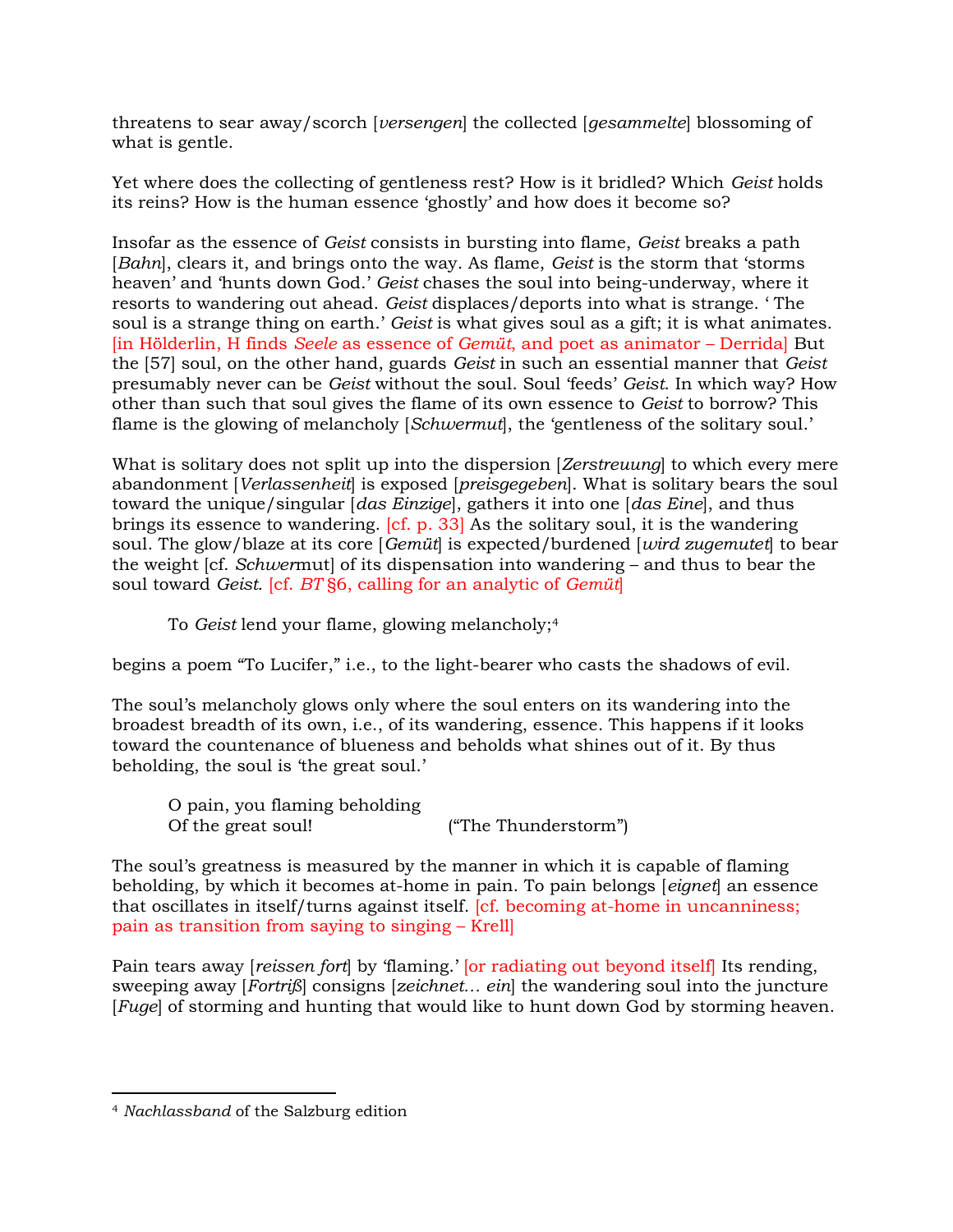threatens to sear away/scorch [*versengen*] the collected [*gesammelte*] blossoming of what is gentle.

Yet where does the collecting of gentleness rest? How is it bridled? Which *Geist* holds its reins? How is the human essence 'ghostly' and how does it become so?

Insofar as the essence of *Geist* consists in bursting into flame, *Geist* breaks a path [*Bahn*], clears it, and brings onto the way. As flame, *Geist* is the storm that 'storms heaven' and 'hunts down God.' *Geist* chases the soul into being-underway, where it resorts to wandering out ahead. *Geist* displaces/deports into what is strange. 'The soul is a strange thing on earth.' *Geist* is what gives soul as a gift; it is what animates. [in Hölderlin, H finds *Seele* as essence of *Gemüt*, and poet as animator – Derrida] But the [57] soul, on the other hand, guards *Geist* in such an essential manner that *Geist* presumably never can be *Geist* without the soul. Soul 'feeds' *Geist*. In which way? How other than such that soul gives the flame of its own essence to *Geist* to borrow? This flame is the glowing of melancholy [*Schwermut*], the 'gentleness of the solitary soul.'

What is solitary does not split up into the dispersion [*Zerstreuung*] to which every mere abandonment [*Verlassenheit*] is exposed [*preisgegeben*]. What is solitary bears the soul toward the unique/singular [*das Einzige*], gathers it into one [*das Eine*], and thus brings its essence to wandering. [cf. p. 33] As the solitary soul, it is the wandering soul. The glow/blaze at its core [*Gemüt*] is expected/burdened [*wird zugemutet*] to bear the weight [cf. *Schwer*mut] of its dispensation into wandering – and thus to bear the soul toward *Geist*. [cf. *BT* §6, calling for an analytic of *Gemüt*]

> To *Geist* lend your flame, glowing melancholy;[4]

begins a poem "To Lucifer," i.e., to the light-bearer who casts the shadows of evil.

The soul's melancholy glows only where the soul enters on its wandering into the broadest breadth of its own, i.e., of its wandering, essence. This happens if it looks toward the countenance of blueness and beholds what shines out of it. By thus beholding, the soul is 'the great soul.'

> O pain, you flaming beholding
> Of the great soul! ("The Thunderstorm")

The soul's greatness is measured by the manner in which it is capable of flaming beholding, by which it becomes at-home in pain. To pain belongs [*eignet*] an essence that oscillates in itself/turns against itself. [cf. becoming at-home in uncanniness; pain as transition from saying to singing – Krell]

Pain tears away [*reissen fort*] by 'flaming.' [or radiating out beyond itself] Its rending, sweeping away [*Fortriß*] consigns [*zeichnet… ein*] the wandering soul into the juncture [*Fuge*] of storming and hunting that would like to hunt down God by storming heaven.

---

[4] *Nachlassband* of the Salzburg edition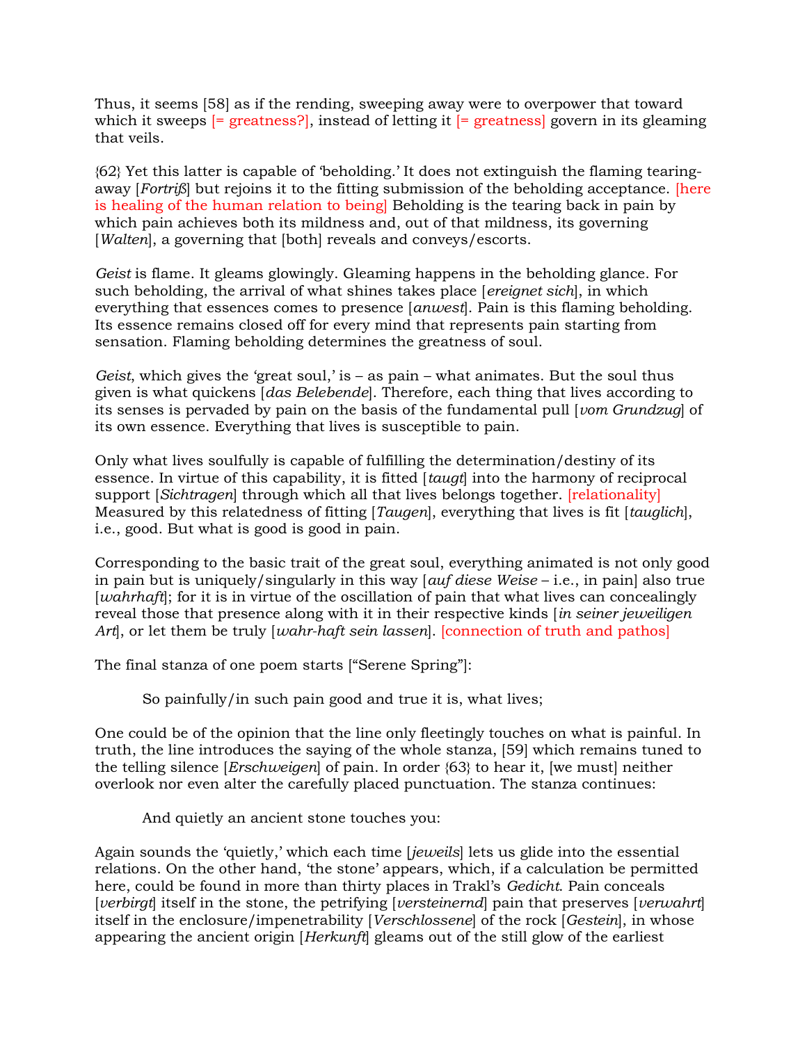Thus, it seems [58] as if the rending, sweeping away were to overpower that toward which it sweeps [= greatness?], instead of letting it [= greatness] govern in its gleaming that veils.

{62} Yet this latter is capable of 'beholding.' It does not extinguish the flaming tearing-away [*Fortriß*] but rejoins it to the fitting submission of the beholding acceptance. [here is healing of the human relation to being] Beholding is the tearing back in pain by which pain achieves both its mildness and, out of that mildness, its governing [*Walten*], a governing that [both] reveals and conveys/escorts.

*Geist* is flame. It gleams glowingly. Gleaming happens in the beholding glance. For such beholding, the arrival of what shines takes place [*ereignet sich*], in which everything that essences comes to presence [*anwest*]. Pain is this flaming beholding. Its essence remains closed off for every mind that represents pain starting from sensation. Flaming beholding determines the greatness of soul.

*Geist*, which gives the 'great soul,' is – as pain – what animates. But the soul thus given is what quickens [*das Belebende*]. Therefore, each thing that lives according to its senses is pervaded by pain on the basis of the fundamental pull [*vom Grundzug*] of its own essence. Everything that lives is susceptible to pain.

Only what lives soulfully is capable of fulfilling the determination/destiny of its essence. In virtue of this capability, it is fitted [*taugt*] into the harmony of reciprocal support [*Sichtragen*] through which all that lives belongs together. [relationality] Measured by this relatedness of fitting [*Taugen*], everything that lives is fit [*tauglich*], i.e., good. But what is good is good in pain.

Corresponding to the basic trait of the great soul, everything animated is not only good in pain but is uniquely/singularly in this way [*auf diese Weise* – i.e., in pain] also true [*wahrhaft*]; for it is in virtue of the oscillation of pain that what lives can concealingly reveal those that presence along with it in their respective kinds [*in seiner jeweiligen Art*], or let them be truly [*wahr-haft sein lassen*]. [connection of truth and pathos]

The final stanza of one poem starts ["Serene Spring"]:

> So painfully/in such pain good and true it is, what lives;

One could be of the opinion that the line only fleetingly touches on what is painful. In truth, the line introduces the saying of the whole stanza, [59] which remains tuned to the telling silence [*Erschweigen*] of pain. In order {63} to hear it, [we must] neither overlook nor even alter the carefully placed punctuation. The stanza continues:

> And quietly an ancient stone touches you:

Again sounds the 'quietly,' which each time [*jeweils*] lets us glide into the essential relations. On the other hand, 'the stone' appears, which, if a calculation be permitted here, could be found in more than thirty places in Trakl's *Gedicht*. Pain conceals [*verbirgt*] itself in the stone, the petrifying [*versteinernd*] pain that preserves [*verwahrt*] itself in the enclosure/impenetrability [*Verschlossene*] of the rock [*Gestein*], in whose appearing the ancient origin [*Herkunft*] gleams out of the still glow of the earliest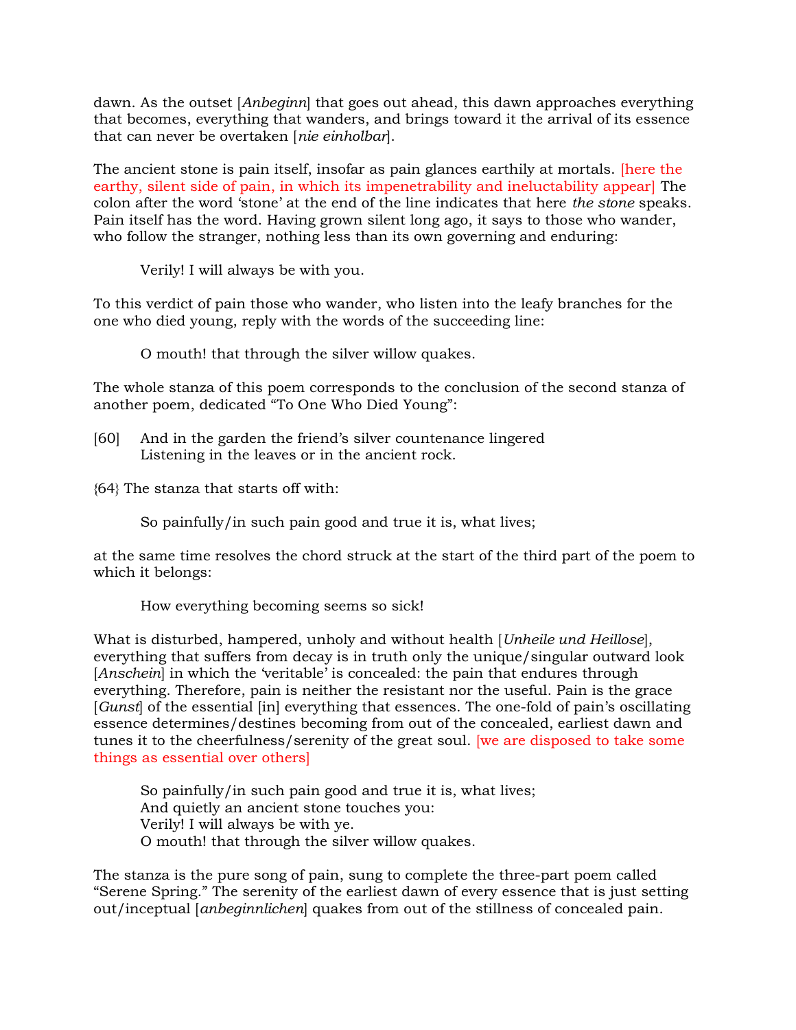dawn. As the outset [*Anbeginn*] that goes out ahead, this dawn approaches everything that becomes, everything that wanders, and brings toward it the arrival of its essence that can never be overtaken [*nie einholbar*].

The ancient stone is pain itself, insofar as pain glances earthily at mortals. [here the earthy, silent side of pain, in which its impenetrability and ineluctability appear] The colon after the word 'stone' at the end of the line indicates that here *the stone* speaks. Pain itself has the word. Having grown silent long ago, it says to those who wander, who follow the stranger, nothing less than its own governing and enduring:

> Verily! I will always be with you.

To this verdict of pain those who wander, who listen into the leafy branches for the one who died young, reply with the words of the succeeding line:

> O mouth! that through the silver willow quakes.

The whole stanza of this poem corresponds to the conclusion of the second stanza of another poem, dedicated "To One Who Died Young":

[60] And in the garden the friend's silver countenance lingered
Listening in the leaves or in the ancient rock.

{64} The stanza that starts off with:

> So painfully/in such pain good and true it is, what lives;

at the same time resolves the chord struck at the start of the third part of the poem to which it belongs:

> How everything becoming seems so sick!

What is disturbed, hampered, unholy and without health [*Unheile und Heillose*], everything that suffers from decay is in truth only the unique/singular outward look [*Anschein*] in which the 'veritable' is concealed: the pain that endures through everything. Therefore, pain is neither the resistant nor the useful. Pain is the grace [*Gunst*] of the essential [in] everything that essences. The one-fold of pain's oscillating essence determines/destines becoming from out of the concealed, earliest dawn and tunes it to the cheerfulness/serenity of the great soul. [we are disposed to take some things as essential over others]

> So painfully/in such pain good and true it is, what lives;
> And quietly an ancient stone touches you:
> Verily! I will always be with ye.
> O mouth! that through the silver willow quakes.

The stanza is the pure song of pain, sung to complete the three-part poem called "Serene Spring." The serenity of the earliest dawn of every essence that is just setting out/inceptual [*anbeginnlichen*] quakes from out of the stillness of concealed pain.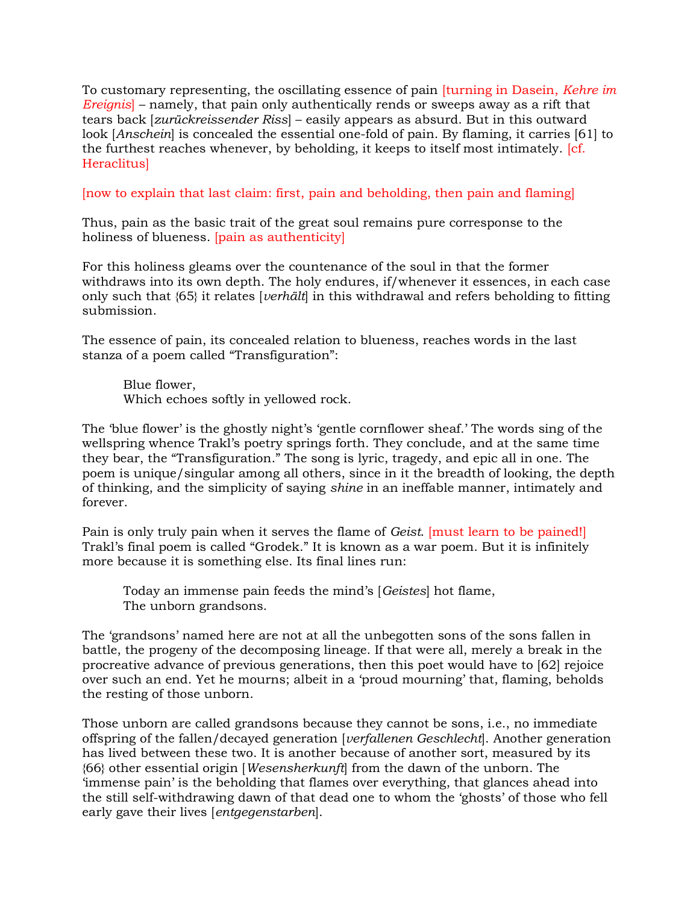To customary representing, the oscillating essence of pain [turning in Dasein, *Kehre im Ereignis*] – namely, that pain only authentically rends or sweeps away as a rift that tears back [*zurückreissender Riss*] – easily appears as absurd. But in this outward look [*Anschein*] is concealed the essential one-fold of pain. By flaming, it carries [61] to the furthest reaches whenever, by beholding, it keeps to itself most intimately. [cf. Heraclitus]

[now to explain that last claim: first, pain and beholding, then pain and flaming]

Thus, pain as the basic trait of the great soul remains pure corresponse to the holiness of blueness. [pain as authenticity]

For this holiness gleams over the countenance of the soul in that the former withdraws into its own depth. The holy endures, if/whenever it essences, in each case only such that {65} it relates [*verhält*] in this withdrawal and refers beholding to fitting submission.

The essence of pain, its concealed relation to blueness, reaches words in the last stanza of a poem called "Transfiguration":

> Blue flower,
> Which echoes softly in yellowed rock.

The 'blue flower' is the ghostly night's 'gentle cornflower sheaf.' The words sing of the wellspring whence Trakl's poetry springs forth. They conclude, and at the same time they bear, the "Transfiguration." The song is lyric, tragedy, and epic all in one. The poem is unique/singular among all others, since in it the breadth of looking, the depth of thinking, and the simplicity of saying *shine* in an ineffable manner, intimately and forever.

Pain is only truly pain when it serves the flame of *Geist*. [must learn to be pained!] Trakl's final poem is called "Grodek." It is known as a war poem. But it is infinitely more because it is something else. Its final lines run:

> Today an immense pain feeds the mind's [*Geistes*] hot flame,
> The unborn grandsons.

The 'grandsons' named here are not at all the unbegotten sons of the sons fallen in battle, the progeny of the decomposing lineage. If that were all, merely a break in the procreative advance of previous generations, then this poet would have to [62] rejoice over such an end. Yet he mourns; albeit in a 'proud mourning' that, flaming, beholds the resting of those unborn.

Those unborn are called grandsons because they cannot be sons, i.e., no immediate offspring of the fallen/decayed generation [*verfallenen Geschlecht*]. Another generation has lived between these two. It is another because of another sort, measured by its {66} other essential origin [*Wesensherkunft*] from the dawn of the unborn. The 'immense pain' is the beholding that flames over everything, that glances ahead into the still self-withdrawing dawn of that dead one to whom the 'ghosts' of those who fell early gave their lives [*entgegenstarben*].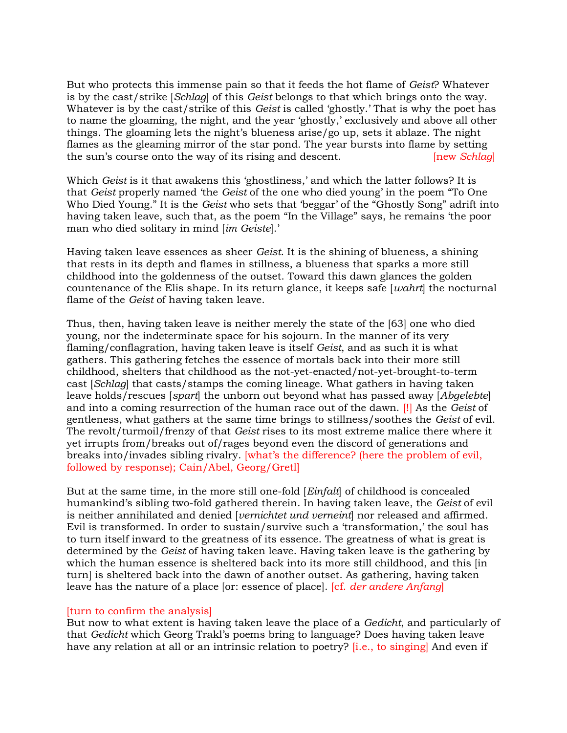But who protects this immense pain so that it feeds the hot flame of *Geist*? Whatever is by the cast/strike [*Schlag*] of this *Geist* belongs to that which brings onto the way. Whatever is by the cast/strike of this *Geist* is called 'ghostly.' That is why the poet has to name the gloaming, the night, and the year 'ghostly,' exclusively and above all other things. The gloaming lets the night's blueness arise/go up, sets it ablaze. The night flames as the gleaming mirror of the star pond. The year bursts into flame by setting the sun's course onto the way of its rising and descent. [new *Schlag*]

Which *Geist* is it that awakens this 'ghostliness,' and which the latter follows? It is that *Geist* properly named 'the *Geist* of the one who died young' in the poem "To One Who Died Young." It is the *Geist* who sets that 'beggar' of the "Ghostly Song" adrift into having taken leave, such that, as the poem "In the Village" says, he remains 'the poor man who died solitary in mind [*im Geiste*].'

Having taken leave essences as sheer *Geist*. It is the shining of blueness, a shining that rests in its depth and flames in stillness, a blueness that sparks a more still childhood into the goldenness of the outset. Toward this dawn glances the golden countenance of the Elis shape. In its return glance, it keeps safe [*wahrt*] the nocturnal flame of the *Geist* of having taken leave.

Thus, then, having taken leave is neither merely the state of the [63] one who died young, nor the indeterminate space for his sojourn. In the manner of its very flaming/conflagration, having taken leave is itself *Geist*, and as such it is what gathers. This gathering fetches the essence of mortals back into their more still childhood, shelters that childhood as the not-yet-enacted/not-yet-brought-to-term cast [*Schlag*] that casts/stamps the coming lineage. What gathers in having taken leave holds/rescues [*spart*] the unborn out beyond what has passed away [*Abgelebte*] and into a coming resurrection of the human race out of the dawn. [!] As the *Geist* of gentleness, what gathers at the same time brings to stillness/soothes the *Geist* of evil. The revolt/turmoil/frenzy of that *Geist* rises to its most extreme malice there where it yet irrupts from/breaks out of/rages beyond even the discord of generations and breaks into/invades sibling rivalry. [what's the difference? (here the problem of evil, followed by response); Cain/Abel, Georg/Gretl]

But at the same time, in the more still one-fold [*Einfalt*] of childhood is concealed humankind's sibling two-fold gathered therein. In having taken leave, the *Geist* of evil is neither annihilated and denied [*vernichtet und verneint*] nor released and affirmed. Evil is transformed. In order to sustain/survive such a 'transformation,' the soul has to turn itself inward to the greatness of its essence. The greatness of what is great is determined by the *Geist* of having taken leave. Having taken leave is the gathering by which the human essence is sheltered back into its more still childhood, and this [in turn] is sheltered back into the dawn of another outset. As gathering, having taken leave has the nature of a place [or: essence of place]. [cf. *der andere Anfang*]

[turn to confirm the analysis]
But now to what extent is having taken leave the place of a *Gedicht*, and particularly of that *Gedicht* which Georg Trakl's poems bring to language? Does having taken leave have any relation at all or an intrinsic relation to poetry? [i.e., to singing] And even if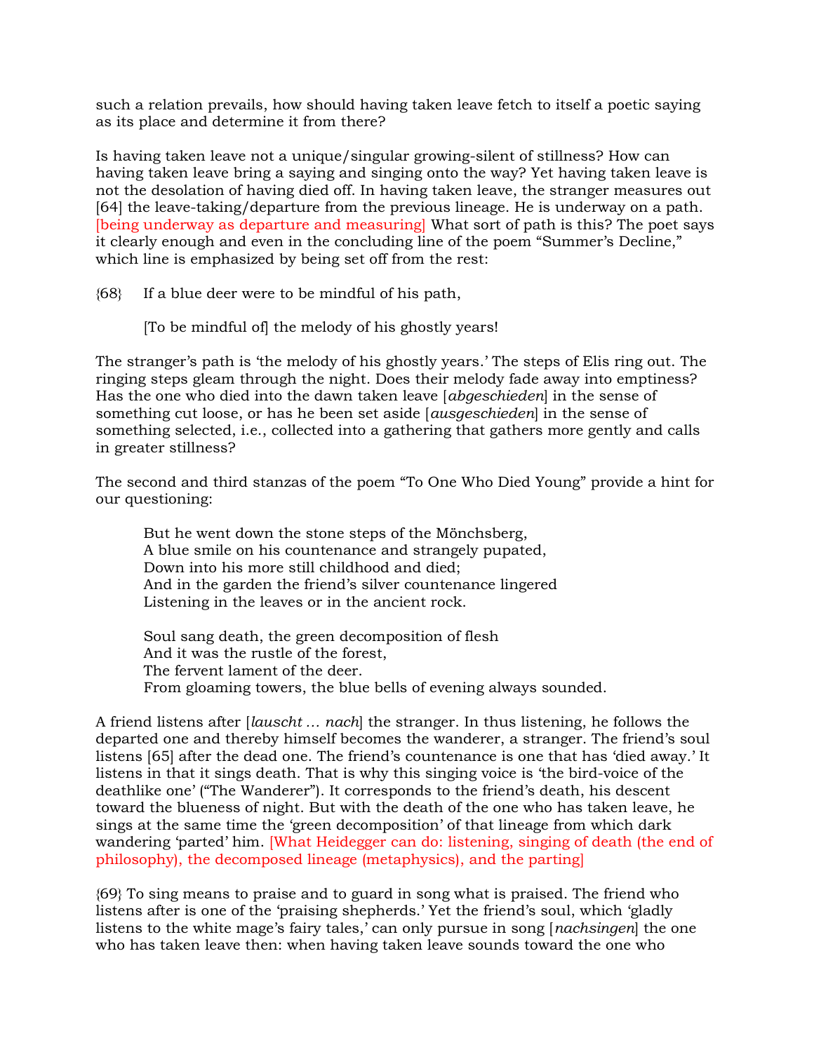such a relation prevails, how should having taken leave fetch to itself a poetic saying as its place and determine it from there?

Is having taken leave not a unique/singular growing-silent of stillness? How can having taken leave bring a saying and singing onto the way? Yet having taken leave is not the desolation of having died off. In having taken leave, the stranger measures out [64] the leave-taking/departure from the previous lineage. He is underway on a path. [being underway as departure and measuring] What sort of path is this? The poet says it clearly enough and even in the concluding line of the poem "Summer's Decline," which line is emphasized by being set off from the rest:

{68} If a blue deer were to be mindful of his path,

> [To be mindful of] the melody of his ghostly years!

The stranger's path is 'the melody of his ghostly years.' The steps of Elis ring out. The ringing steps gleam through the night. Does their melody fade away into emptiness? Has the one who died into the dawn taken leave [*abgeschieden*] in the sense of something cut loose, or has he been set aside [*ausgeschieden*] in the sense of something selected, i.e., collected into a gathering that gathers more gently and calls in greater stillness?

The second and third stanzas of the poem "To One Who Died Young" provide a hint for our questioning:

> But he went down the stone steps of the Mönchsberg,
> A blue smile on his countenance and strangely pupated,
> Down into his more still childhood and died;
> And in the garden the friend's silver countenance lingered
> Listening in the leaves or in the ancient rock.
>
> Soul sang death, the green decomposition of flesh
> And it was the rustle of the forest,
> The fervent lament of the deer.
> From gloaming towers, the blue bells of evening always sounded.

A friend listens after [*lauscht … nach*] the stranger. In thus listening, he follows the departed one and thereby himself becomes the wanderer, a stranger. The friend's soul listens [65] after the dead one. The friend's countenance is one that has 'died away.' It listens in that it sings death. That is why this singing voice is 'the bird-voice of the deathlike one' ("The Wanderer"). It corresponds to the friend's death, his descent toward the blueness of night. But with the death of the one who has taken leave, he sings at the same time the 'green decomposition' of that lineage from which dark wandering 'parted' him. [What Heidegger can do: listening, singing of death (the end of philosophy), the decomposed lineage (metaphysics), and the parting]

{69} To sing means to praise and to guard in song what is praised. The friend who listens after is one of the 'praising shepherds.' Yet the friend's soul, which 'gladly listens to the white mage's fairy tales,' can only pursue in song [*nachsingen*] the one who has taken leave then: when having taken leave sounds toward the one who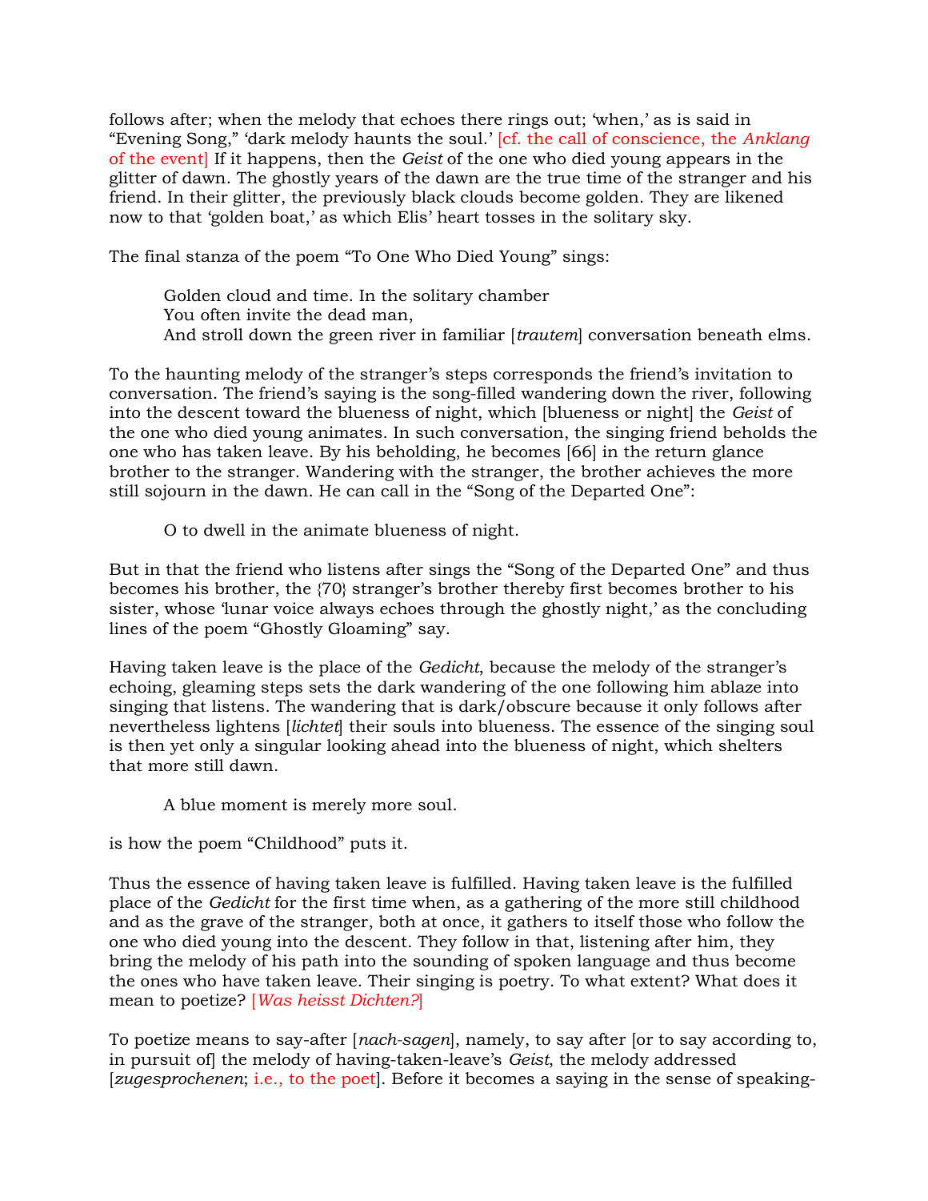follows after; when the melody that echoes there rings out; 'when,' as is said in "Evening Song," 'dark melody haunts the soul.' [cf. the call of conscience, the *Anklang* of the event] If it happens, then the *Geist* of the one who died young appears in the glitter of dawn. The ghostly years of the dawn are the true time of the stranger and his friend. In their glitter, the previously black clouds become golden. They are likened now to that 'golden boat,' as which Elis' heart tosses in the solitary sky.

The final stanza of the poem "To One Who Died Young" sings:

> Golden cloud and time. In the solitary chamber
> You often invite the dead man,
> And stroll down the green river in familiar [*trautem*] conversation beneath elms.

To the haunting melody of the stranger's steps corresponds the friend's invitation to conversation. The friend's saying is the song-filled wandering down the river, following into the descent toward the blueness of night, which [blueness or night] the *Geist* of the one who died young animates. In such conversation, the singing friend beholds the one who has taken leave. By his beholding, he becomes [66] in the return glance brother to the stranger. Wandering with the stranger, the brother achieves the more still sojourn in the dawn. He can call in the "Song of the Departed One":

> O to dwell in the animate blueness of night.

But in that the friend who listens after sings the "Song of the Departed One" and thus becomes his brother, the {70} stranger's brother thereby first becomes brother to his sister, whose 'lunar voice always echoes through the ghostly night,' as the concluding lines of the poem "Ghostly Gloaming" say.

Having taken leave is the place of the *Gedicht*, because the melody of the stranger's echoing, gleaming steps sets the dark wandering of the one following him ablaze into singing that listens. The wandering that is dark/obscure because it only follows after nevertheless lightens [*lichtet*] their souls into blueness. The essence of the singing soul is then yet only a singular looking ahead into the blueness of night, which shelters that more still dawn.

> A blue moment is merely more soul.

is how the poem "Childhood" puts it.

Thus the essence of having taken leave is fulfilled. Having taken leave is the fulfilled place of the *Gedicht* for the first time when, as a gathering of the more still childhood and as the grave of the stranger, both at once, it gathers to itself those who follow the one who died young into the descent. They follow in that, listening after him, they bring the melody of his path into the sounding of spoken language and thus become the ones who have taken leave. Their singing is poetry. To what extent? What does it mean to poetize? [*Was heisst Dichten?*]

To poetize means to say-after [*nach-sagen*], namely, to say after [or to say according to, in pursuit of] the melody of having-taken-leave's *Geist*, the melody addressed [*zugesprochenen*; i.e., to the poet]. Before it becomes a saying in the sense of speaking-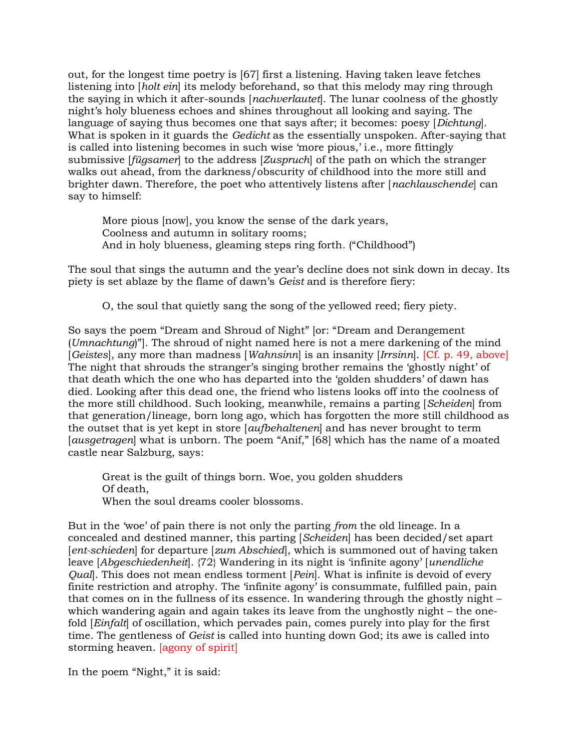out, for the longest time poetry is [67] first a listening. Having taken leave fetches listening into [*holt ein*] its melody beforehand, so that this melody may ring through the saying in which it after-sounds [*nachverlautet*]. The lunar coolness of the ghostly night's holy blueness echoes and shines throughout all looking and saying. The language of saying thus becomes one that says after; it becomes: poesy [*Dichtung*]. What is spoken in it guards the *Gedicht* as the essentially unspoken. After-saying that is called into listening becomes in such wise 'more pious,' i.e., more fittingly submissive [*fügsamer*] to the address [*Zuspruch*] of the path on which the stranger walks out ahead, from the darkness/obscurity of childhood into the more still and brighter dawn. Therefore, the poet who attentively listens after [*nachlauschende*] can say to himself:

> More pious [now], you know the sense of the dark years,
> Coolness and autumn in solitary rooms;
> And in holy blueness, gleaming steps ring forth. ("Childhood")

The soul that sings the autumn and the year's decline does not sink down in decay. Its piety is set ablaze by the flame of dawn's *Geist* and is therefore fiery:

> O, the soul that quietly sang the song of the yellowed reed; fiery piety.

So says the poem "Dream and Shroud of Night" [or: "Dream and Derangement (*Umnachtung*)"]. The shroud of night named here is not a mere darkening of the mind [*Geistes*], any more than madness [*Wahnsinn*] is an insanity [*Irrsinn*]. [Cf. p. 49, above] The night that shrouds the stranger's singing brother remains the 'ghostly night' of that death which the one who has departed into the 'golden shudders' of dawn has died. Looking after this dead one, the friend who listens looks off into the coolness of the more still childhood. Such looking, meanwhile, remains a parting [*Scheiden*] from that generation/lineage, born long ago, which has forgotten the more still childhood as the outset that is yet kept in store [*aufbehaltenen*] and has never brought to term [*ausgetragen*] what is unborn. The poem "Anif," [68] which has the name of a moated castle near Salzburg, says:

> Great is the guilt of things born. Woe, you golden shudders
> Of death,
> When the soul dreams cooler blossoms.

But in the 'woe' of pain there is not only the parting *from* the old lineage. In a concealed and destined manner, this parting [*Scheiden*] has been decided/set apart [*ent-schieden*] for departure [*zum Abschied*], which is summoned out of having taken leave [*Abgeschiedenheit*]. {72} Wandering in its night is 'infinite agony' [*unendliche Qual*]. This does not mean endless torment [*Pein*]. What is infinite is devoid of every finite restriction and atrophy. The 'infinite agony' is consummate, fulfilled pain, pain that comes on in the fullness of its essence. In wandering through the ghostly night – which wandering again and again takes its leave from the unghostly night – the one-fold [*Einfalt*] of oscillation, which pervades pain, comes purely into play for the first time. The gentleness of *Geist* is called into hunting down God; its awe is called into storming heaven. [agony of spirit]

In the poem "Night," it is said: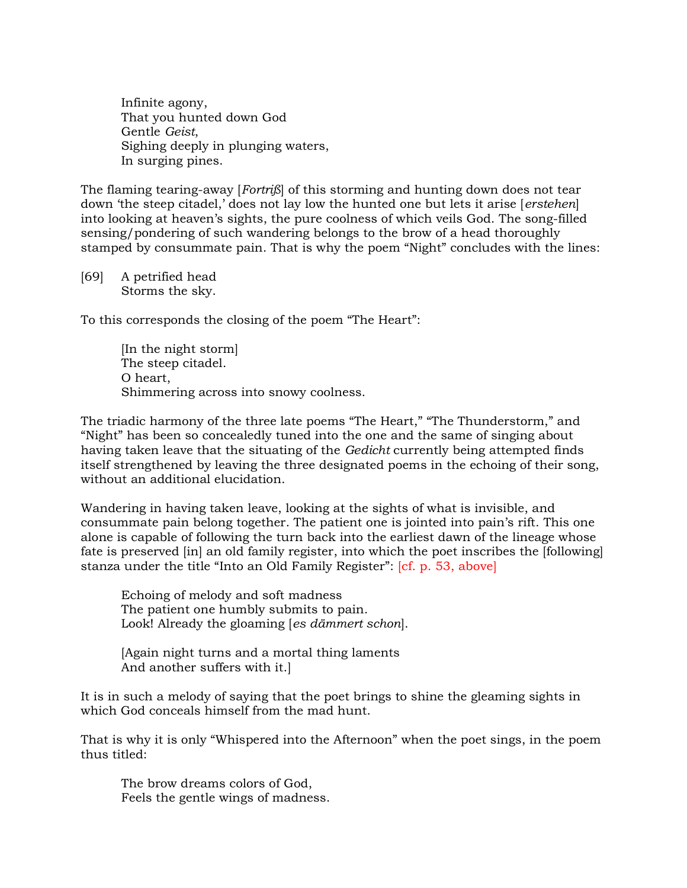> Infinite agony,  
> That you hunted down God  
> Gentle *Geist*,  
> Sighing deeply in plunging waters,  
> In surging pines.

The flaming tearing-away [*Fortriß*] of this storming and hunting down does not tear down 'the steep citadel,' does not lay low the hunted one but lets it arise [*erstehen*] into looking at heaven's sights, the pure coolness of which veils God. The song-filled sensing/pondering of such wandering belongs to the brow of a head thoroughly stamped by consummate pain. That is why the poem "Night" concludes with the lines:

[69] A petrified head  
Storms the sky.

To this corresponds the closing of the poem "The Heart":

> [In the night storm]  
> The steep citadel.  
> O heart,  
> Shimmering across into snowy coolness.

The triadic harmony of the three late poems "The Heart," "The Thunderstorm," and "Night" has been so concealedly tuned into the one and the same of singing about having taken leave that the situating of the *Gedicht* currently being attempted finds itself strengthened by leaving the three designated poems in the echoing of their song, without an additional elucidation.

Wandering in having taken leave, looking at the sights of what is invisible, and consummate pain belong together. The patient one is jointed into pain's rift. This one alone is capable of following the turn back into the earliest dawn of the lineage whose fate is preserved [in] an old family register, into which the poet inscribes the [following] stanza under the title "Into an Old Family Register": [cf. p. 53, above]

> Echoing of melody and soft madness  
> The patient one humbly submits to pain.  
> Look! Already the gloaming [*es dämmert schon*].
>
> [Again night turns and a mortal thing laments  
> And another suffers with it.]

It is in such a melody of saying that the poet brings to shine the gleaming sights in which God conceals himself from the mad hunt.

That is why it is only "Whispered into the Afternoon" when the poet sings, in the poem thus titled:

> The brow dreams colors of God,  
> Feels the gentle wings of madness.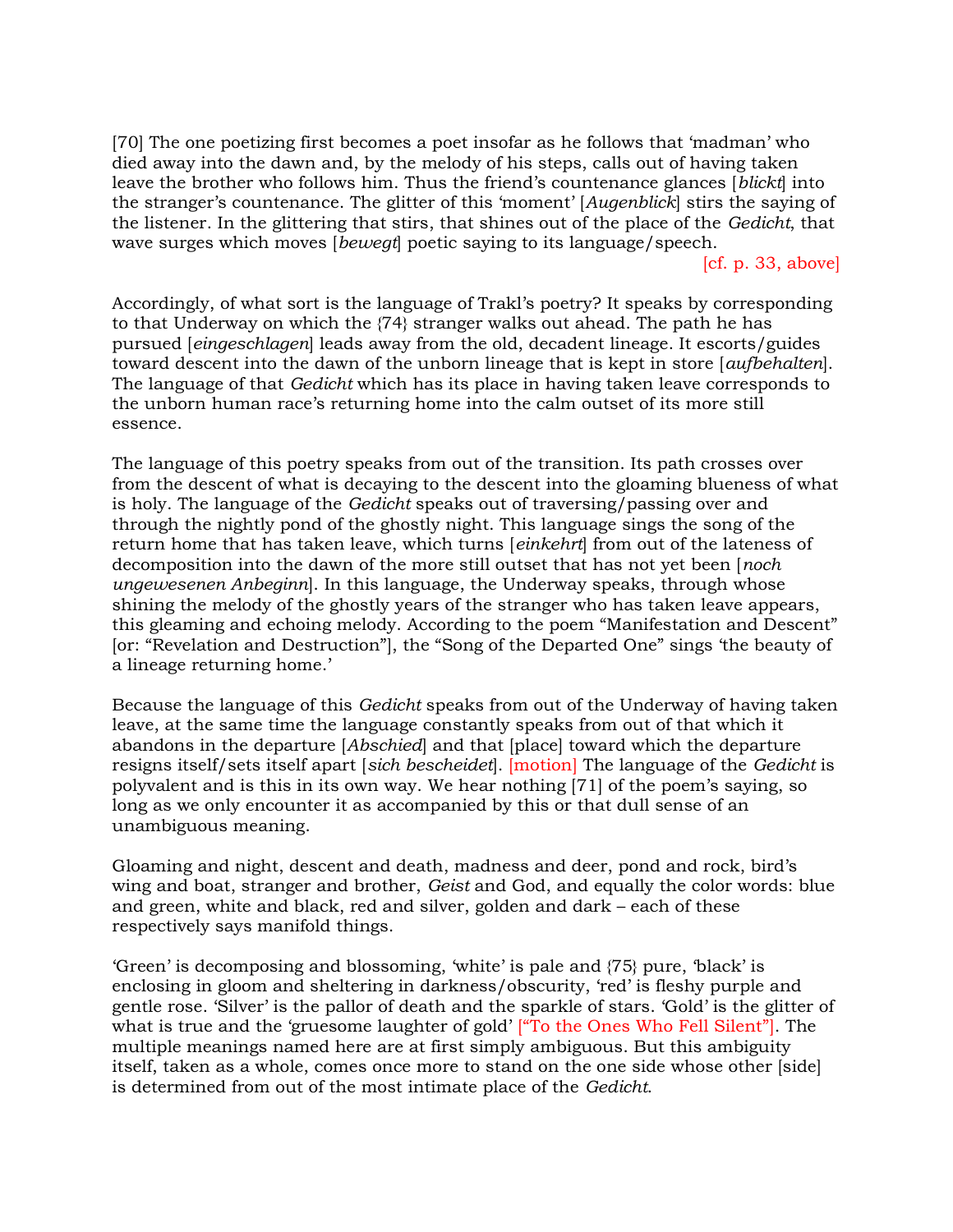[70] The one poetizing first becomes a poet insofar as he follows that 'madman' who died away into the dawn and, by the melody of his steps, calls out of having taken leave the brother who follows him. Thus the friend's countenance glances [*blickt*] into the stranger's countenance. The glitter of this 'moment' [*Augenblick*] stirs the saying of the listener. In the glittering that stirs, that shines out of the place of the *Gedicht*, that wave surges which moves [*bewegt*] poetic saying to its language/speech.

[cf. p. 33, above]

Accordingly, of what sort is the language of Trakl's poetry? It speaks by corresponding to that Underway on which the {74} stranger walks out ahead. The path he has pursued [*eingeschlagen*] leads away from the old, decadent lineage. It escorts/guides toward descent into the dawn of the unborn lineage that is kept in store [*aufbehalten*]. The language of that *Gedicht* which has its place in having taken leave corresponds to the unborn human race's returning home into the calm outset of its more still essence.

The language of this poetry speaks from out of the transition. Its path crosses over from the descent of what is decaying to the descent into the gloaming blueness of what is holy. The language of the *Gedicht* speaks out of traversing/passing over and through the nightly pond of the ghostly night. This language sings the song of the return home that has taken leave, which turns [*einkehrt*] from out of the lateness of decomposition into the dawn of the more still outset that has not yet been [*noch ungewesenen Anbeginn*]. In this language, the Underway speaks, through whose shining the melody of the ghostly years of the stranger who has taken leave appears, this gleaming and echoing melody. According to the poem "Manifestation and Descent" [or: "Revelation and Destruction"], the "Song of the Departed One" sings 'the beauty of a lineage returning home.'

Because the language of this *Gedicht* speaks from out of the Underway of having taken leave, at the same time the language constantly speaks from out of that which it abandons in the departure [*Abschied*] and that [place] toward which the departure resigns itself/sets itself apart [*sich bescheidet*]. [motion] The language of the *Gedicht* is polyvalent and is this in its own way. We hear nothing [71] of the poem's saying, so long as we only encounter it as accompanied by this or that dull sense of an unambiguous meaning.

Gloaming and night, descent and death, madness and deer, pond and rock, bird's wing and boat, stranger and brother, *Geist* and God, and equally the color words: blue and green, white and black, red and silver, golden and dark – each of these respectively says manifold things.

'Green' is decomposing and blossoming, 'white' is pale and {75} pure, 'black' is enclosing in gloom and sheltering in darkness/obscurity, 'red' is fleshy purple and gentle rose. 'Silver' is the pallor of death and the sparkle of stars. 'Gold' is the glitter of what is true and the 'gruesome laughter of gold' ["To the Ones Who Fell Silent"]. The multiple meanings named here are at first simply ambiguous. But this ambiguity itself, taken as a whole, comes once more to stand on the one side whose other [side] is determined from out of the most intimate place of the *Gedicht*.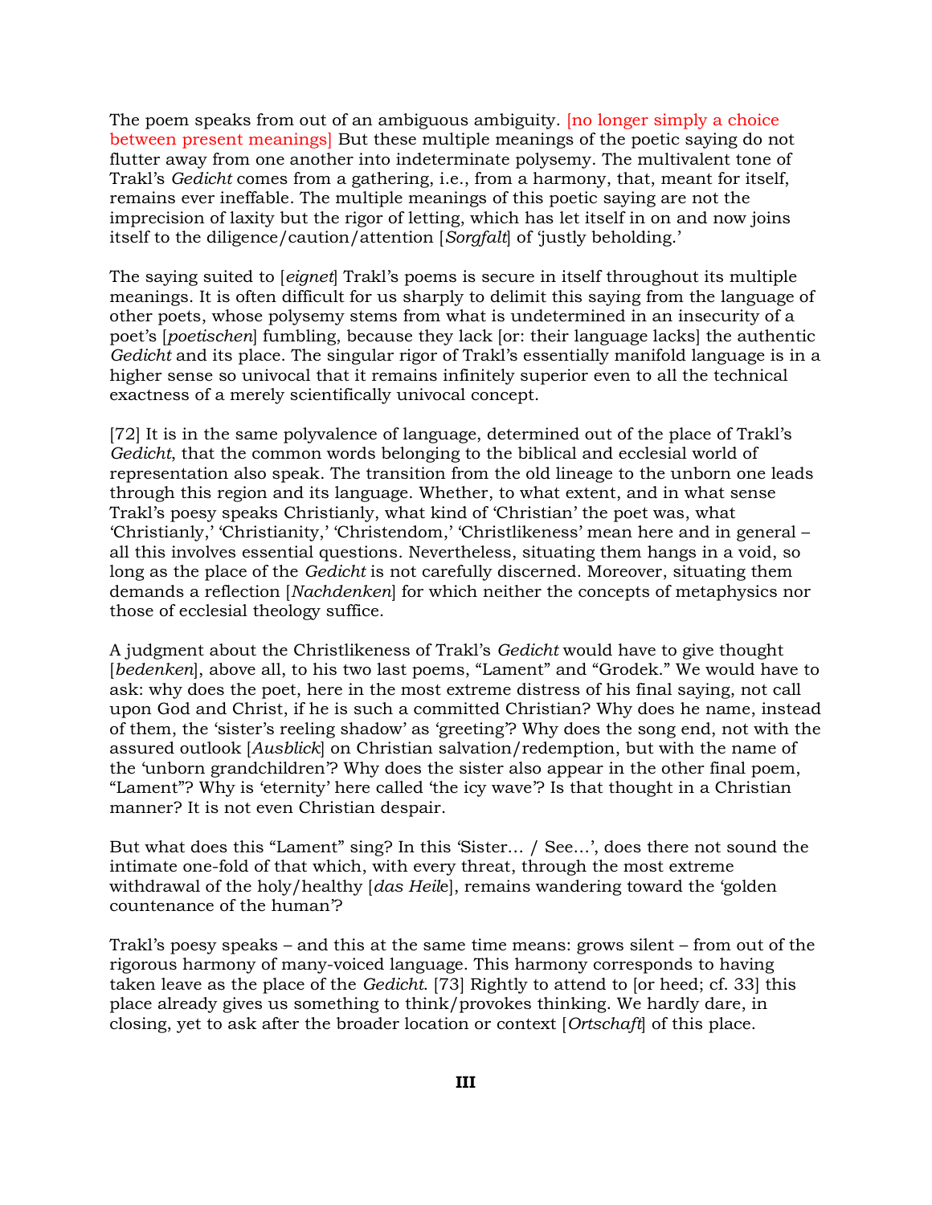The poem speaks from out of an ambiguous ambiguity. [no longer simply a choice between present meanings] But these multiple meanings of the poetic saying do not flutter away from one another into indeterminate polysemy. The multivalent tone of Trakl's *Gedicht* comes from a gathering, i.e., from a harmony, that, meant for itself, remains ever ineffable. The multiple meanings of this poetic saying are not the imprecision of laxity but the rigor of letting, which has let itself in on and now joins itself to the diligence/caution/attention [*Sorgfalt*] of 'justly beholding.'

The saying suited to [*eignet*] Trakl's poems is secure in itself throughout its multiple meanings. It is often difficult for us sharply to delimit this saying from the language of other poets, whose polysemy stems from what is undetermined in an insecurity of a poet's [*poetischen*] fumbling, because they lack [or: their language lacks] the authentic *Gedicht* and its place. The singular rigor of Trakl's essentially manifold language is in a higher sense so univocal that it remains infinitely superior even to all the technical exactness of a merely scientifically univocal concept.

[72] It is in the same polyvalence of language, determined out of the place of Trakl's *Gedicht*, that the common words belonging to the biblical and ecclesial world of representation also speak. The transition from the old lineage to the unborn one leads through this region and its language. Whether, to what extent, and in what sense Trakl's poesy speaks Christianly, what kind of 'Christian' the poet was, what 'Christianly,' 'Christianity,' 'Christendom,' 'Christlikeness' mean here and in general – all this involves essential questions. Nevertheless, situating them hangs in a void, so long as the place of the *Gedicht* is not carefully discerned. Moreover, situating them demands a reflection [*Nachdenken*] for which neither the concepts of metaphysics nor those of ecclesial theology suffice.

A judgment about the Christlikeness of Trakl's *Gedicht* would have to give thought [*bedenken*], above all, to his two last poems, "Lament" and "Grodek." We would have to ask: why does the poet, here in the most extreme distress of his final saying, not call upon God and Christ, if he is such a committed Christian? Why does he name, instead of them, the 'sister's reeling shadow' as 'greeting'? Why does the song end, not with the assured outlook [*Ausblick*] on Christian salvation/redemption, but with the name of the 'unborn grandchildren'? Why does the sister also appear in the other final poem, "Lament"? Why is 'eternity' here called 'the icy wave'? Is that thought in a Christian manner? It is not even Christian despair.

But what does this "Lament" sing? In this 'Sister… / See…', does there not sound the intimate one-fold of that which, with every threat, through the most extreme withdrawal of the holy/healthy [*das Heile*], remains wandering toward the 'golden countenance of the human'?

Trakl's poesy speaks – and this at the same time means: grows silent – from out of the rigorous harmony of many-voiced language. This harmony corresponds to having taken leave as the place of the *Gedicht*. [73] Rightly to attend to [or heed; cf. 33] this place already gives us something to think/provokes thinking. We hardly dare, in closing, yet to ask after the broader location or context [*Ortschaft*] of this place.

## III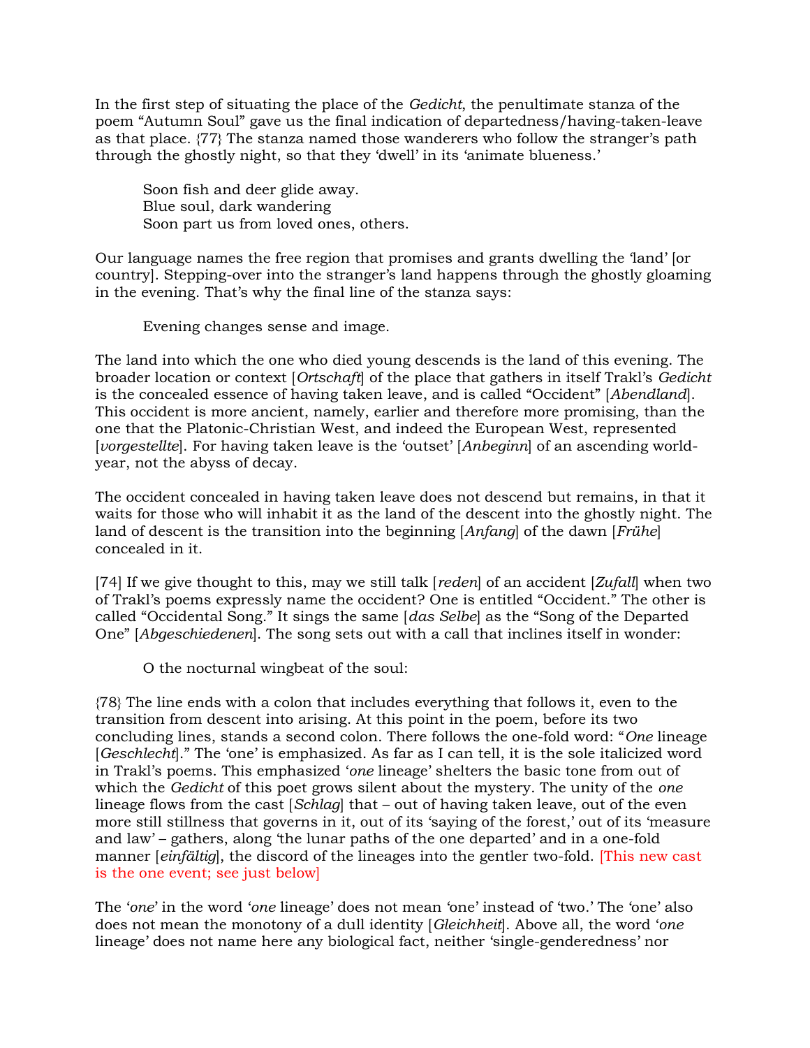In the first step of situating the place of the *Gedicht*, the penultimate stanza of the poem "Autumn Soul" gave us the final indication of departedness/having-taken-leave as that place. {77} The stanza named those wanderers who follow the stranger's path through the ghostly night, so that they 'dwell' in its 'animate blueness.'

> Soon fish and deer glide away.
> Blue soul, dark wandering
> Soon part us from loved ones, others.

Our language names the free region that promises and grants dwelling the 'land' [or country]. Stepping-over into the stranger's land happens through the ghostly gloaming in the evening. That's why the final line of the stanza says:

> Evening changes sense and image.

The land into which the one who died young descends is the land of this evening. The broader location or context [*Ortschaft*] of the place that gathers in itself Trakl's *Gedicht* is the concealed essence of having taken leave, and is called "Occident" [*Abendland*]. This occident is more ancient, namely, earlier and therefore more promising, than the one that the Platonic-Christian West, and indeed the European West, represented [*vorgestellte*]. For having taken leave is the 'outset' [*Anbeginn*] of an ascending world-year, not the abyss of decay.

The occident concealed in having taken leave does not descend but remains, in that it waits for those who will inhabit it as the land of the descent into the ghostly night. The land of descent is the transition into the beginning [*Anfang*] of the dawn [*Frühe*] concealed in it.

[74] If we give thought to this, may we still talk [*reden*] of an accident [*Zufall*] when two of Trakl's poems expressly name the occident? One is entitled "Occident." The other is called "Occidental Song." It sings the same [*das Selbe*] as the "Song of the Departed One" [*Abgeschiedenen*]. The song sets out with a call that inclines itself in wonder:

> O the nocturnal wingbeat of the soul:

{78} The line ends with a colon that includes everything that follows it, even to the transition from descent into arising. At this point in the poem, before its two concluding lines, stands a second colon. There follows the one-fold word: "*One* lineage [*Geschlecht*]." The 'one' is emphasized. As far as I can tell, it is the sole italicized word in Trakl's poems. This emphasized '*one* lineage' shelters the basic tone from out of which the *Gedicht* of this poet grows silent about the mystery. The unity of the *one* lineage flows from the cast [*Schlag*] that – out of having taken leave, out of the even more still stillness that governs in it, out of its 'saying of the forest,' out of its 'measure and law' – gathers, along 'the lunar paths of the one departed' and in a one-fold manner [*einfältig*], the discord of the lineages into the gentler two-fold. [This new cast is the one event; see just below]

The '*one*' in the word '*one* lineage' does not mean 'one' instead of 'two.' The 'one' also does not mean the monotony of a dull identity [*Gleichheit*]. Above all, the word '*one* lineage' does not name here any biological fact, neither 'single-genderedness' nor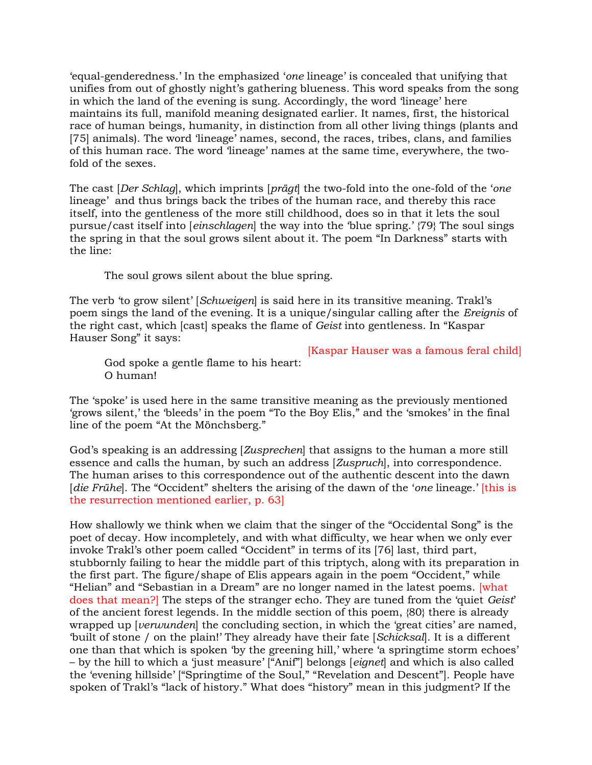'equal-genderedness.' In the emphasized '*one* lineage' is concealed that unifying that unifies from out of ghostly night's gathering blueness. This word speaks from the song in which the land of the evening is sung. Accordingly, the word 'lineage' here maintains its full, manifold meaning designated earlier. It names, first, the historical race of human beings, humanity, in distinction from all other living things (plants and [75] animals). The word 'lineage' names, second, the races, tribes, clans, and families of this human race. The word 'lineage' names at the same time, everywhere, the two-fold of the sexes.

The cast [*Der Schlag*], which imprints [*prägt*] the two-fold into the one-fold of the '*one* lineage' and thus brings back the tribes of the human race, and thereby this race itself, into the gentleness of the more still childhood, does so in that it lets the soul pursue/cast itself into [*einschlagen*] the way into the 'blue spring.' {79} The soul sings the spring in that the soul grows silent about it. The poem "In Darkness" starts with the line:

> The soul grows silent about the blue spring.

The verb 'to grow silent' [*Schweigen*] is said here in its transitive meaning. Trakl's poem sings the land of the evening. It is a unique/singular calling after the *Ereignis* of the right cast, which [cast] speaks the flame of *Geist* into gentleness. In "Kaspar Hauser Song" it says:

[Kaspar Hauser was a famous feral child]

> God spoke a gentle flame to his heart:
> O human!

The 'spoke' is used here in the same transitive meaning as the previously mentioned 'grows silent,' the 'bleeds' in the poem "To the Boy Elis," and the 'smokes' in the final line of the poem "At the Mönchsberg."

God's speaking is an addressing [*Zusprechen*] that assigns to the human a more still essence and calls the human, by such an address [*Zuspruch*], into correspondence. The human arises to this correspondence out of the authentic descent into the dawn [*die Frühe*]. The "Occident" shelters the arising of the dawn of the '*one* lineage.' [this is the resurrection mentioned earlier, p. 63]

How shallowly we think when we claim that the singer of the "Occidental Song" is the poet of decay. How incompletely, and with what difficulty, we hear when we only ever invoke Trakl's other poem called "Occident" in terms of its [76] last, third part, stubbornly failing to hear the middle part of this triptych, along with its preparation in the first part. The figure/shape of Elis appears again in the poem "Occident," while "Helian" and "Sebastian in a Dream" are no longer named in the latest poems. [what does that mean?] The steps of the stranger echo. They are tuned from the 'quiet *Geist*' of the ancient forest legends. In the middle section of this poem, {80} there is already wrapped up [*verwunden*] the concluding section, in which the 'great cities' are named, 'built of stone / on the plain!' They already have their fate [*Schicksal*]. It is a different one than that which is spoken 'by the greening hill,' where 'a springtime storm echoes' – by the hill to which a 'just measure' ["Anif"] belongs [*eignet*] and which is also called the 'evening hillside' ["Springtime of the Soul," "Revelation and Descent"]. People have spoken of Trakl's "lack of history." What does "history" mean in this judgment? If the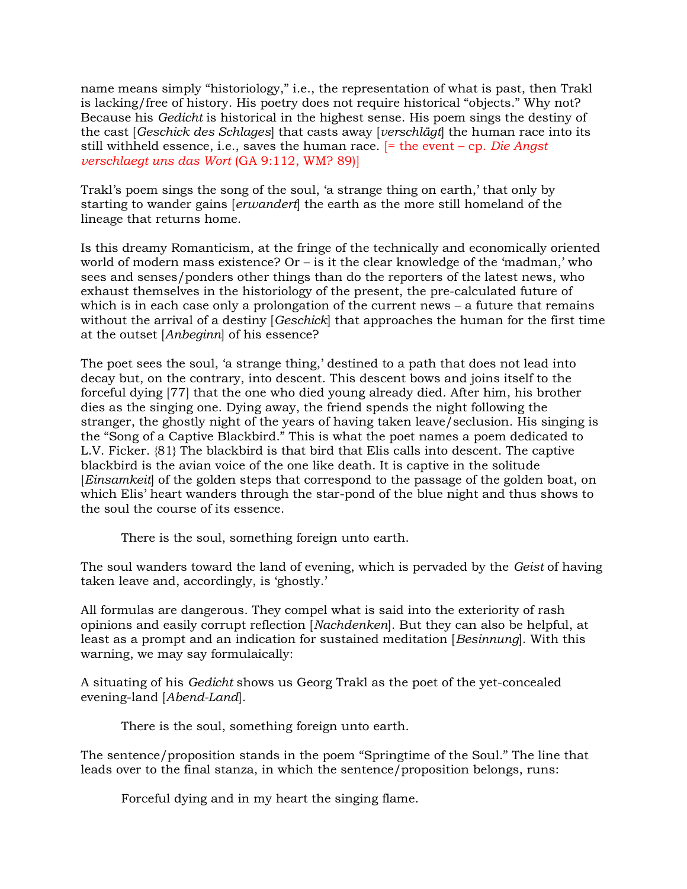name means simply "historiology," i.e., the representation of what is past, then Trakl is lacking/free of history. His poetry does not require historical "objects." Why not? Because his *Gedicht* is historical in the highest sense. His poem sings the destiny of the cast [*Geschick des Schlages*] that casts away [*verschlägt*] the human race into its still withheld essence, i.e., saves the human race. [= the event – cp. *Die Angst verschlaegt uns das Wort* (GA 9:112, WM? 89)]

Trakl's poem sings the song of the soul, 'a strange thing on earth,' that only by starting to wander gains [*erwandert*] the earth as the more still homeland of the lineage that returns home.

Is this dreamy Romanticism, at the fringe of the technically and economically oriented world of modern mass existence? Or – is it the clear knowledge of the 'madman,' who sees and senses/ponders other things than do the reporters of the latest news, who exhaust themselves in the historiology of the present, the pre-calculated future of which is in each case only a prolongation of the current news – a future that remains without the arrival of a destiny [*Geschick*] that approaches the human for the first time at the outset [*Anbeginn*] of his essence?

The poet sees the soul, 'a strange thing,' destined to a path that does not lead into decay but, on the contrary, into descent. This descent bows and joins itself to the forceful dying [77] that the one who died young already died. After him, his brother dies as the singing one. Dying away, the friend spends the night following the stranger, the ghostly night of the years of having taken leave/seclusion. His singing is the "Song of a Captive Blackbird." This is what the poet names a poem dedicated to L.V. Ficker. {81} The blackbird is that bird that Elis calls into descent. The captive blackbird is the avian voice of the one like death. It is captive in the solitude [*Einsamkeit*] of the golden steps that correspond to the passage of the golden boat, on which Elis' heart wanders through the star-pond of the blue night and thus shows to the soul the course of its essence.

> There is the soul, something foreign unto earth.

The soul wanders toward the land of evening, which is pervaded by the *Geist* of having taken leave and, accordingly, is 'ghostly.'

All formulas are dangerous. They compel what is said into the exteriority of rash opinions and easily corrupt reflection [*Nachdenken*]. But they can also be helpful, at least as a prompt and an indication for sustained meditation [*Besinnung*]. With this warning, we may say formulaically:

A situating of his *Gedicht* shows us Georg Trakl as the poet of the yet-concealed evening-land [*Abend-Land*].

> There is the soul, something foreign unto earth.

The sentence/proposition stands in the poem "Springtime of the Soul." The line that leads over to the final stanza, in which the sentence/proposition belongs, runs:

> Forceful dying and in my heart the singing flame.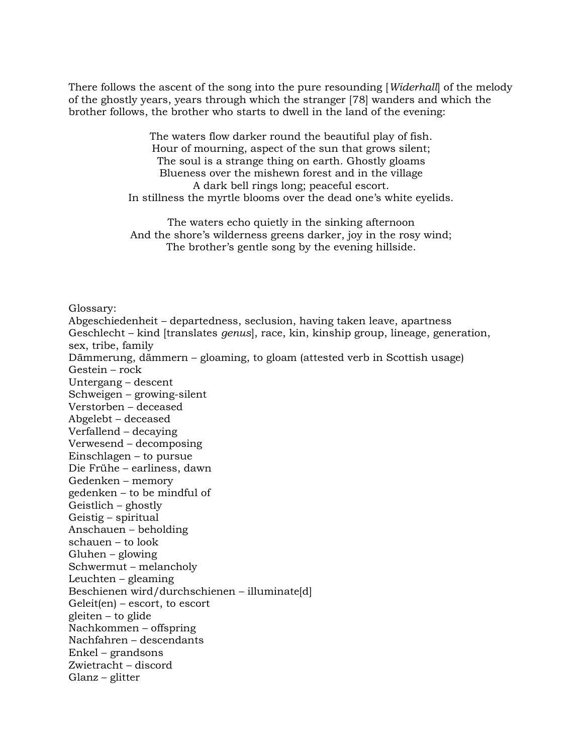There follows the ascent of the song into the pure resounding [*Widerhall*] of the melody of the ghostly years, years through which the stranger [78] wanders and which the brother follows, the brother who starts to dwell in the land of the evening:

> The waters flow darker round the beautiful play of fish.
> Hour of mourning, aspect of the sun that grows silent;
> The soul is a strange thing on earth. Ghostly glooms
> Blueness over the mishewn forest and in the village
> A dark bell rings long; peaceful escort.
> In stillness the myrtle blooms over the dead one's white eyelids.
>
> The waters echo quietly in the sinking afternoon
> And the shore's wilderness greens darker, joy in the rosy wind;
> The brother's gentle song by the evening hillside.

Glossary:
Abgeschiedenheit – departedness, seclusion, having taken leave, apartness
Geschlecht – kind [translates *genus*], race, kin, kinship group, lineage, generation, sex, tribe, family
Dämmerung, dämmern – gloaming, to gloam (attested verb in Scottish usage)
Gestein – rock
Untergang – descent
Schweigen – growing-silent
Verstorben – deceased
Abgelebt – deceased
Verfallend – decaying
Verwesend – decomposing
Einschlagen – to pursue
Die Frühe – earliness, dawn
Gedenken – memory
gedenken – to be mindful of
Geistlich – ghostly
Geistig – spiritual
Anschauen – beholding
schauen – to look
Gluhen – glowing
Schwermut – melancholy
Leuchten – gleaming
Beschienen wird/durchschienen – illuminate[d]
Geleit(en) – escort, to escort
gleiten – to glide
Nachkommen – offspring
Nachfahren – descendants
Enkel – grandsons
Zwietracht – discord
Glanz – glitter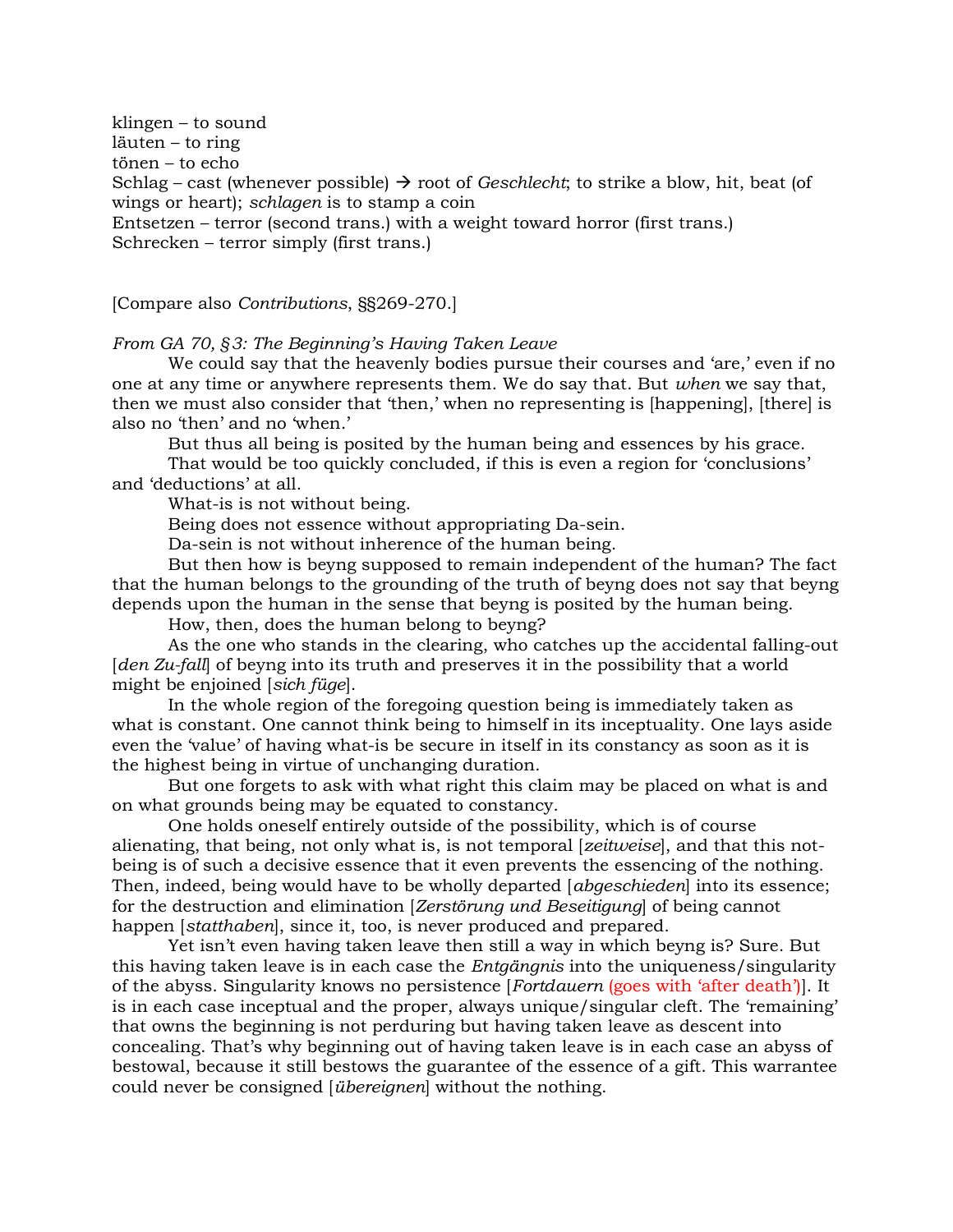klingen – to sound
läuten – to ring
tönen – to echo
Schlag – cast (whenever possible) → root of *Geschlecht*; to strike a blow, hit, beat (of wings or heart); *schlagen* is to stamp a coin
Entsetzen – terror (second trans.) with a weight toward horror (first trans.)
Schrecken – terror simply (first trans.)

[Compare also *Contributions*, §§269-270.]

*From GA 70, §3: The Beginning's Having Taken Leave*

We could say that the heavenly bodies pursue their courses and 'are,' even if no one at any time or anywhere represents them. We do say that. But *when* we say that, then we must also consider that 'then,' when no representing is [happening], [there] is also no 'then' and no 'when.'

But thus all being is posited by the human being and essences by his grace.

That would be too quickly concluded, if this is even a region for 'conclusions' and 'deductions' at all.

What-is is not without being.

Being does not essence without appropriating Da-sein.

Da-sein is not without inherence of the human being.

But then how is beyng supposed to remain independent of the human? The fact that the human belongs to the grounding of the truth of beyng does not say that beyng depends upon the human in the sense that beyng is posited by the human being.

How, then, does the human belong to beyng?

As the one who stands in the clearing, who catches up the accidental falling-out [*den Zu-fall*] of beyng into its truth and preserves it in the possibility that a world might be enjoined [*sich füge*].

In the whole region of the foregoing question being is immediately taken as what is constant. One cannot think being to himself in its inceptuality. One lays aside even the 'value' of having what-is be secure in itself in its constancy as soon as it is the highest being in virtue of unchanging duration.

But one forgets to ask with what right this claim may be placed on what is and on what grounds being may be equated to constancy.

One holds oneself entirely outside of the possibility, which is of course alienating, that being, not only what is, is not temporal [*zeitweise*], and that this not-being is of such a decisive essence that it even prevents the essencing of the nothing. Then, indeed, being would have to be wholly departed [*abgeschieden*] into its essence; for the destruction and elimination [*Zerstörung und Beseitigung*] of being cannot happen [*statthaben*], since it, too, is never produced and prepared.

Yet isn't even having taken leave then still a way in which beyng is? Sure. But this having taken leave is in each case the *Entgängnis* into the uniqueness/singularity of the abyss. Singularity knows no persistence [*Fortdauern* (goes with 'after death')]. It is in each case inceptual and the proper, always unique/singular cleft. The 'remaining' that owns the beginning is not perduring but having taken leave as descent into concealing. That's why beginning out of having taken leave is in each case an abyss of bestowal, because it still bestows the guarantee of the essence of a gift. This warrantee could never be consigned [*übereignen*] without the nothing.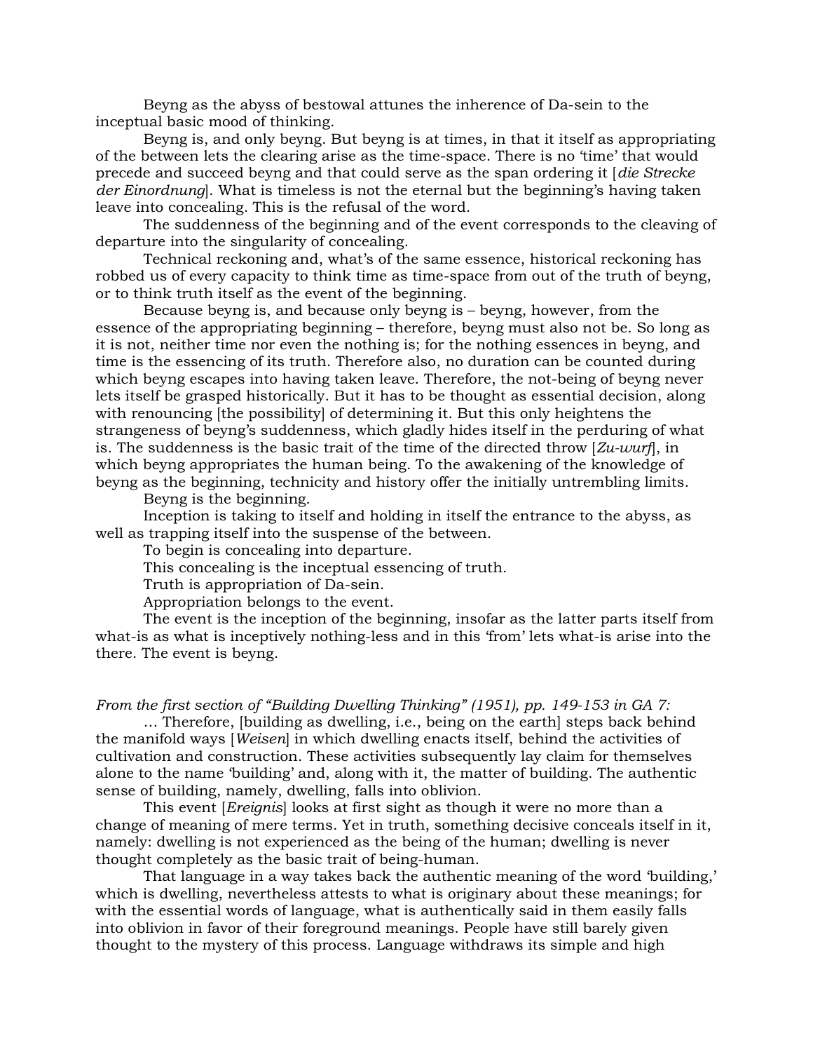Beyng as the abyss of bestowal attunes the inherence of Da-sein to the inceptual basic mood of thinking.

Beyng is, and only beyng. But beyng is at times, in that it itself as appropriating of the between lets the clearing arise as the time-space. There is no 'time' that would precede and succeed beyng and that could serve as the span ordering it [*die Strecke der Einordnung*]. What is timeless is not the eternal but the beginning's having taken leave into concealing. This is the refusal of the word.

The suddenness of the beginning and of the event corresponds to the cleaving of departure into the singularity of concealing.

Technical reckoning and, what's of the same essence, historical reckoning has robbed us of every capacity to think time as time-space from out of the truth of beyng, or to think truth itself as the event of the beginning.

Because beyng is, and because only beyng is – beyng, however, from the essence of the appropriating beginning – therefore, beyng must also not be. So long as it is not, neither time nor even the nothing is; for the nothing essences in beyng, and time is the essencing of its truth. Therefore also, no duration can be counted during which beyng escapes into having taken leave. Therefore, the not-being of beyng never lets itself be grasped historically. But it has to be thought as essential decision, along with renouncing [the possibility] of determining it. But this only heightens the strangeness of beyng's suddenness, which gladly hides itself in the perduring of what is. The suddenness is the basic trait of the time of the directed throw [*Zu-wurf*], in which beyng appropriates the human being. To the awakening of the knowledge of beyng as the beginning, technicity and history offer the initially untrembling limits.

Beyng is the beginning.

Inception is taking to itself and holding in itself the entrance to the abyss, as well as trapping itself into the suspense of the between.

To begin is concealing into departure.

This concealing is the inceptual essencing of truth.

Truth is appropriation of Da-sein.

Appropriation belongs to the event.

The event is the inception of the beginning, insofar as the latter parts itself from what-is as what is inceptively nothing-less and in this 'from' lets what-is arise into the there. The event is beyng.

*From the first section of "Building Dwelling Thinking" (1951), pp. 149-153 in GA 7:*

… Therefore, [building as dwelling, i.e., being on the earth] steps back behind the manifold ways [*Weisen*] in which dwelling enacts itself, behind the activities of cultivation and construction. These activities subsequently lay claim for themselves alone to the name 'building' and, along with it, the matter of building. The authentic sense of building, namely, dwelling, falls into oblivion.

This event [*Ereignis*] looks at first sight as though it were no more than a change of meaning of mere terms. Yet in truth, something decisive conceals itself in it, namely: dwelling is not experienced as the being of the human; dwelling is never thought completely as the basic trait of being-human.

That language in a way takes back the authentic meaning of the word 'building,' which is dwelling, nevertheless attests to what is originary about these meanings; for with the essential words of language, what is authentically said in them easily falls into oblivion in favor of their foreground meanings. People have still barely given thought to the mystery of this process. Language withdraws its simple and high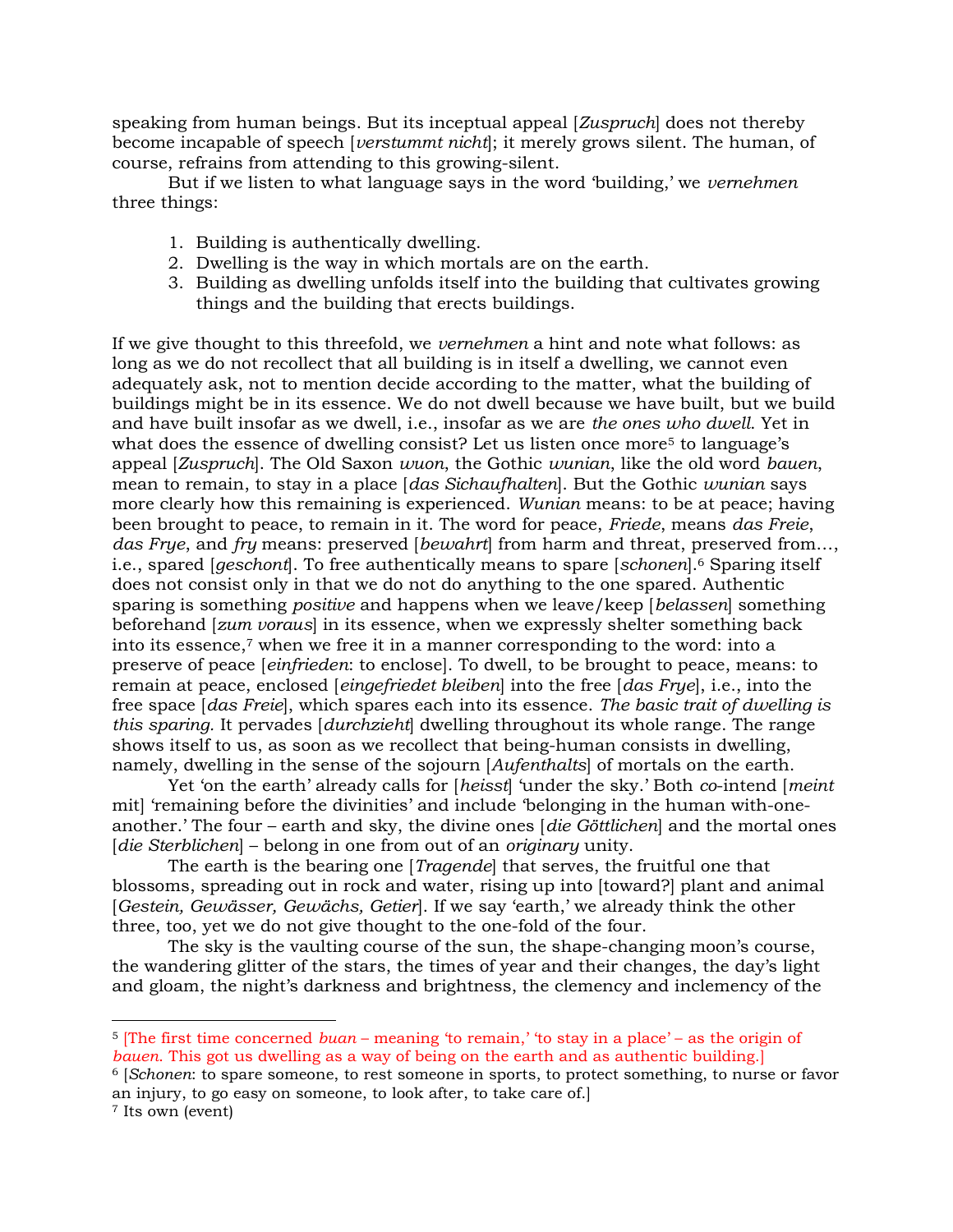speaking from human beings. But its inceptual appeal [*Zuspruch*] does not thereby become incapable of speech [*verstummt nicht*]; it merely grows silent. The human, of course, refrains from attending to this growing-silent.

But if we listen to what language says in the word 'building,' we *vernehmen* three things:

1. Building is authentically dwelling.
2. Dwelling is the way in which mortals are on the earth.
3. Building as dwelling unfolds itself into the building that cultivates growing things and the building that erects buildings.

If we give thought to this threefold, we *vernehmen* a hint and note what follows: as long as we do not recollect that all building is in itself a dwelling, we cannot even adequately ask, not to mention decide according to the matter, what the building of buildings might be in its essence. We do not dwell because we have built, but we build and have built insofar as we dwell, i.e., insofar as we are *the ones who dwell.* Yet in what does the essence of dwelling consist? Let us listen once more[5] to language's appeal [*Zuspruch*]. The Old Saxon *wuon*, the Gothic *wunian*, like the old word *bauen*, mean to remain, to stay in a place [*das Sichaufhalten*]. But the Gothic *wunian* says more clearly how this remaining is experienced. *Wunian* means: to be at peace; having been brought to peace, to remain in it. The word for peace, *Friede*, means *das Freie*, *das Frye*, and *fry* means: preserved [*bewahrt*] from harm and threat, preserved from…, i.e., spared [*geschont*]. To free authentically means to spare [*schonen*].[6] Sparing itself does not consist only in that we do not do anything to the one spared. Authentic sparing is something *positive* and happens when we leave/keep [*belassen*] something beforehand [*zum voraus*] in its essence, when we expressly shelter something back into its essence,[7] when we free it in a manner corresponding to the word: into a preserve of peace [*einfrieden*: to enclose]. To dwell, to be brought to peace, means: to remain at peace, enclosed [*eingefriedet bleiben*] into the free [*das Frye*], i.e., into the free space [*das Freie*], which spares each into its essence. *The basic trait of dwelling is this sparing.* It pervades [*durchzieht*] dwelling throughout its whole range. The range shows itself to us, as soon as we recollect that being-human consists in dwelling, namely, dwelling in the sense of the sojourn [*Aufenthalts*] of mortals on the earth.

Yet 'on the earth' already calls for [*heisst*] 'under the sky.' Both *co*-intend [*meint* mit] 'remaining before the divinities' and include 'belonging in the human with-one-another.' The four – earth and sky, the divine ones [*die Göttlichen*] and the mortal ones [*die Sterblichen*] – belong in one from out of an *originary* unity.

The earth is the bearing one [*Tragende*] that serves, the fruitful one that blossoms, spreading out in rock and water, rising up into [toward?] plant and animal [*Gestein, Gewässer, Gewächs, Getier*]. If we say 'earth,' we already think the other three, too, yet we do not give thought to the one-fold of the four.

The sky is the vaulting course of the sun, the shape-changing moon's course, the wandering glitter of the stars, the times of year and their changes, the day's light and gloam, the night's darkness and brightness, the clemency and inclemency of the

---

[5] [The first time concerned *buan* – meaning 'to remain,' 'to stay in a place' – as the origin of *bauen*. This got us dwelling as a way of being on the earth and as authentic building.]

[6] [*Schonen*: to spare someone, to rest someone in sports, to protect something, to nurse or favor an injury, to go easy on someone, to look after, to take care of.]

[7] Its own (event)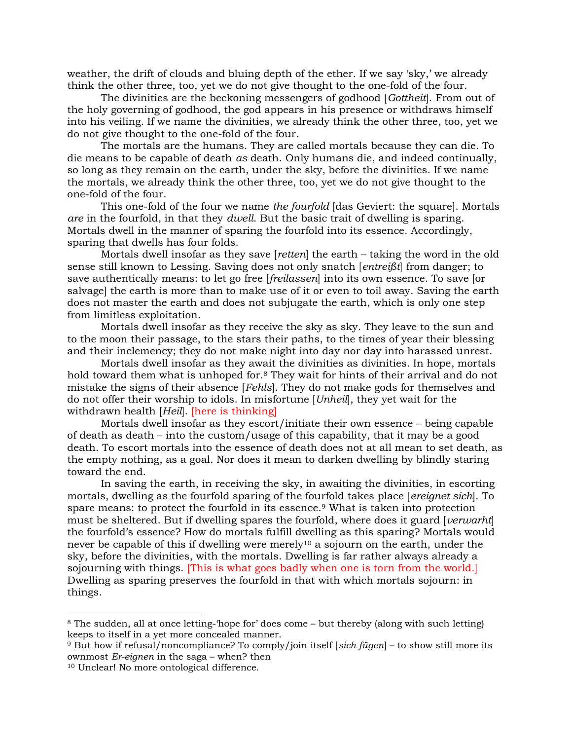weather, the drift of clouds and bluing depth of the ether. If we say 'sky,' we already think the other three, too, yet we do not give thought to the one-fold of the four.

The divinities are the beckoning messengers of godhood [*Gottheit*]. From out of the holy governing of godhood, the god appears in his presence or withdraws himself into his veiling. If we name the divinities, we already think the other three, too, yet we do not give thought to the one-fold of the four.

The mortals are the humans. They are called mortals because they can die. To die means to be capable of death *as* death. Only humans die, and indeed continually, so long as they remain on the earth, under the sky, before the divinities. If we name the mortals, we already think the other three, too, yet we do not give thought to the one-fold of the four.

This one-fold of the four we name *the fourfold* [das Geviert: the square]. Mortals *are* in the fourfold, in that they *dwell*. But the basic trait of dwelling is sparing. Mortals dwell in the manner of sparing the fourfold into its essence. Accordingly, sparing that dwells has four folds.

Mortals dwell insofar as they save [*retten*] the earth – taking the word in the old sense still known to Lessing. Saving does not only snatch [*entreißt*] from danger; to save authentically means: to let go free [*freilassen*] into its own essence. To save [or salvage] the earth is more than to make use of it or even to toil away. Saving the earth does not master the earth and does not subjugate the earth, which is only one step from limitless exploitation.

Mortals dwell insofar as they receive the sky as sky. They leave to the sun and to the moon their passage, to the stars their paths, to the times of year their blessing and their inclemency; they do not make night into day nor day into harassed unrest.

Mortals dwell insofar as they await the divinities as divinities. In hope, mortals hold toward them what is unhoped for.[8] They wait for hints of their arrival and do not mistake the signs of their absence [*Fehls*]. They do not make gods for themselves and do not offer their worship to idols. In misfortune [*Unheil*], they yet wait for the withdrawn health [*Heil*]. [here is thinking]

Mortals dwell insofar as they escort/initiate their own essence – being capable of death as death – into the custom/usage of this capability, that it may be a good death. To escort mortals into the essence of death does not at all mean to set death, as the empty nothing, as a goal. Nor does it mean to darken dwelling by blindly staring toward the end.

In saving the earth, in receiving the sky, in awaiting the divinities, in escorting mortals, dwelling as the fourfold sparing of the fourfold takes place [*ereignet sich*]. To spare means: to protect the fourfold in its essence.[9] What is taken into protection must be sheltered. But if dwelling spares the fourfold, where does it guard [*verwarht*] the fourfold's essence? How do mortals fulfill dwelling as this sparing? Mortals would never be capable of this if dwelling were merely[10] a sojourn on the earth, under the sky, before the divinities, with the mortals. Dwelling is far rather always already a sojourning with things. [This is what goes badly when one is torn from the world.] Dwelling as sparing preserves the fourfold in that with which mortals sojourn: in things.

---

[8] The sudden, all at once letting-'hope for' does come – but thereby (along with such letting) keeps to itself in a yet more concealed manner.

[9] But how if refusal/noncompliance? To comply/join itself [*sich fügen*] – to show still more its ownmost *Er-eignen* in the saga – when? then

[10] Unclear! No more ontological difference.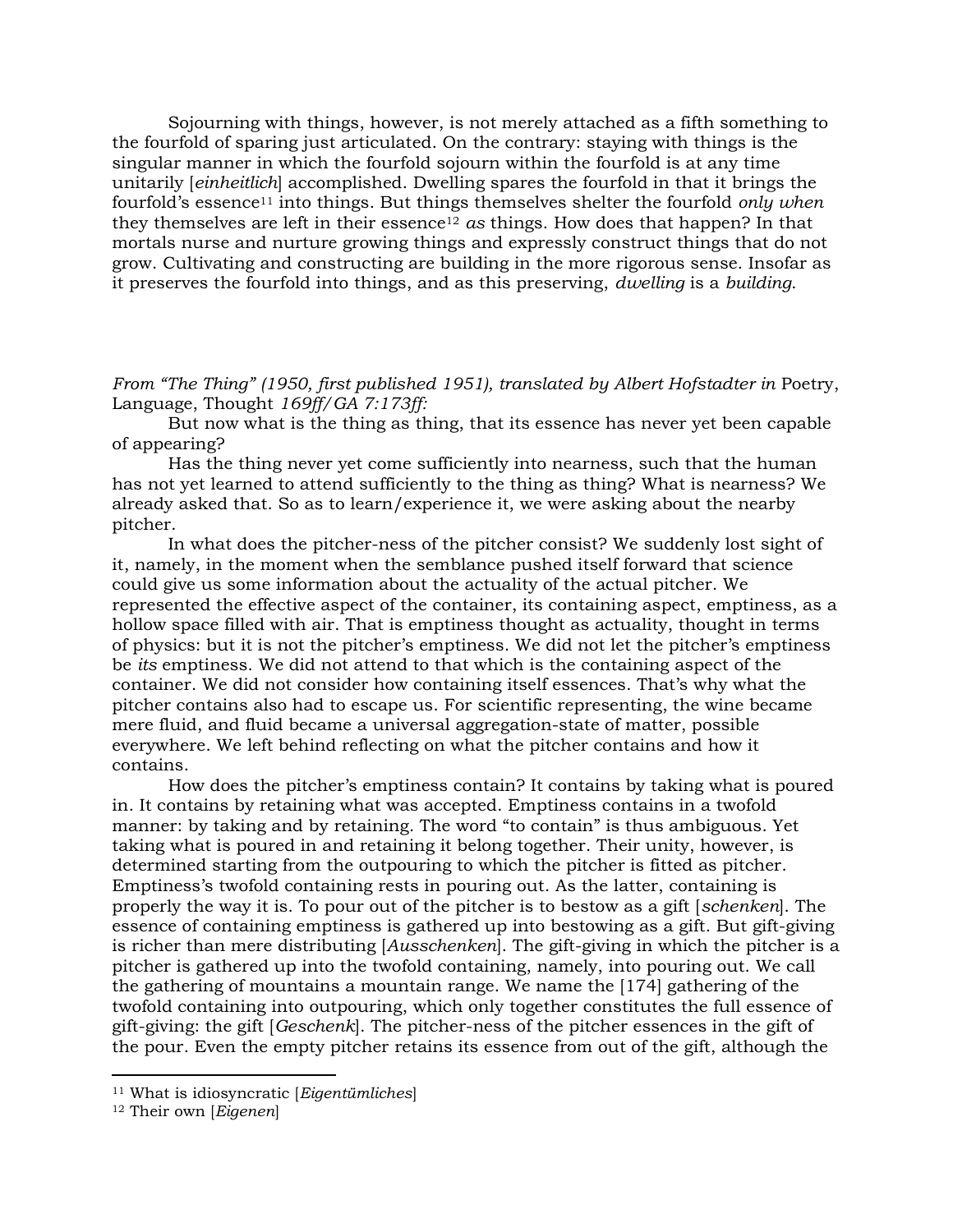Sojourning with things, however, is not merely attached as a fifth something to the fourfold of sparing just articulated. On the contrary: staying with things is the singular manner in which the fourfold sojourn within the fourfold is at any time unitarily [*einheitlich*] accomplished. Dwelling spares the fourfold in that it brings the fourfold's essence[11] into things. But things themselves shelter the fourfold *only when* they themselves are left in their essence[12] *as* things. How does that happen? In that mortals nurse and nurture growing things and expressly construct things that do not grow. Cultivating and constructing are building in the more rigorous sense. Insofar as it preserves the fourfold into things, and as this preserving, *dwelling* is a *building*.

*From "The Thing" (1950, first published 1951), translated by Albert Hofstadter in* Poetry, Language, Thought *169ff/GA 7:173ff:*

But now what is the thing as thing, that its essence has never yet been capable of appearing?

Has the thing never yet come sufficiently into nearness, such that the human has not yet learned to attend sufficiently to the thing as thing? What is nearness? We already asked that. So as to learn/experience it, we were asking about the nearby pitcher.

In what does the pitcher-ness of the pitcher consist? We suddenly lost sight of it, namely, in the moment when the semblance pushed itself forward that science could give us some information about the actuality of the actual pitcher. We represented the effective aspect of the container, its containing aspect, emptiness, as a hollow space filled with air. That is emptiness thought as actuality, thought in terms of physics: but it is not the pitcher's emptiness. We did not let the pitcher's emptiness be *its* emptiness. We did not attend to that which is the containing aspect of the container. We did not consider how containing itself essences. That's why what the pitcher contains also had to escape us. For scientific representing, the wine became mere fluid, and fluid became a universal aggregation-state of matter, possible everywhere. We left behind reflecting on what the pitcher contains and how it contains.

How does the pitcher's emptiness contain? It contains by taking what is poured in. It contains by retaining what was accepted. Emptiness contains in a twofold manner: by taking and by retaining. The word "to contain" is thus ambiguous. Yet taking what is poured in and retaining it belong together. Their unity, however, is determined starting from the outpouring to which the pitcher is fitted as pitcher. Emptiness's twofold containing rests in pouring out. As the latter, containing is properly the way it is. To pour out of the pitcher is to bestow as a gift [*schenken*]. The essence of containing emptiness is gathered up into bestowing as a gift. But gift-giving is richer than mere distributing [*Ausschenken*]. The gift-giving in which the pitcher is a pitcher is gathered up into the twofold containing, namely, into pouring out. We call the gathering of mountains a mountain range. We name the [174] gathering of the twofold containing into outpouring, which only together constitutes the full essence of gift-giving: the gift [*Geschenk*]. The pitcher-ness of the pitcher essences in the gift of the pour. Even the empty pitcher retains its essence from out of the gift, although the

[11] What is idiosyncratic [*Eigentümliches*]

[12] Their own [*Eigenen*]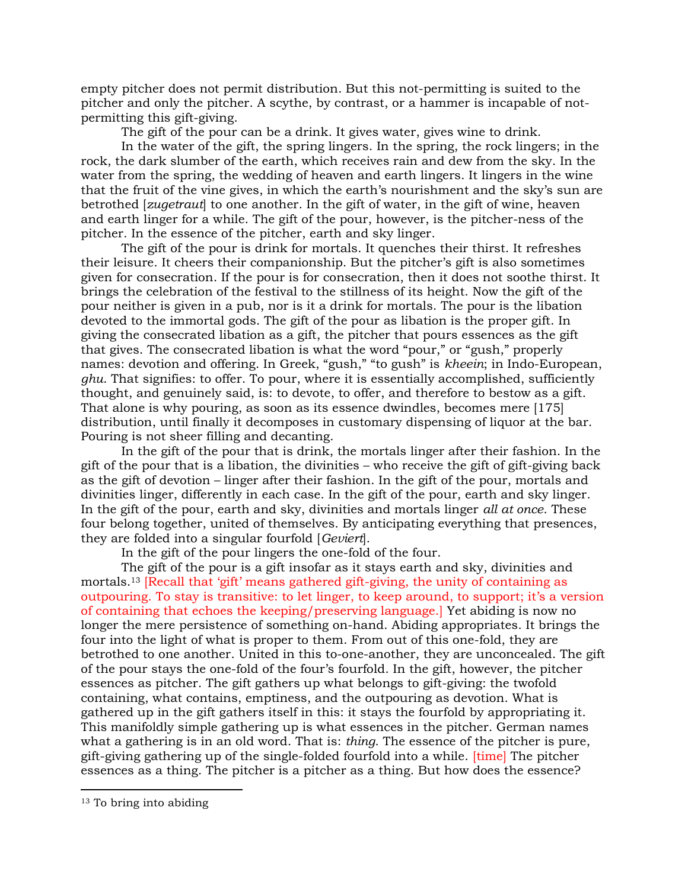empty pitcher does not permit distribution. But this not-permitting is suited to the pitcher and only the pitcher. A scythe, by contrast, or a hammer is incapable of not-permitting this gift-giving.

The gift of the pour can be a drink. It gives water, gives wine to drink.

In the water of the gift, the spring lingers. In the spring, the rock lingers; in the rock, the dark slumber of the earth, which receives rain and dew from the sky. In the water from the spring, the wedding of heaven and earth lingers. It lingers in the wine that the fruit of the vine gives, in which the earth's nourishment and the sky's sun are betrothed [*zugetraut*] to one another. In the gift of water, in the gift of wine, heaven and earth linger for a while. The gift of the pour, however, is the pitcher-ness of the pitcher. In the essence of the pitcher, earth and sky linger.

The gift of the pour is drink for mortals. It quenches their thirst. It refreshes their leisure. It cheers their companionship. But the pitcher's gift is also sometimes given for consecration. If the pour is for consecration, then it does not soothe thirst. It brings the celebration of the festival to the stillness of its height. Now the gift of the pour neither is given in a pub, nor is it a drink for mortals. The pour is the libation devoted to the immortal gods. The gift of the pour as libation is the proper gift. In giving the consecrated libation as a gift, the pitcher that pours essences as the gift that gives. The consecrated libation is what the word "pour," or "gush," properly names: devotion and offering. In Greek, "gush," "to gush" is *kheein*; in Indo-European, *ghu*. That signifies: to offer. To pour, where it is essentially accomplished, sufficiently thought, and genuinely said, is: to devote, to offer, and therefore to bestow as a gift. That alone is why pouring, as soon as its essence dwindles, becomes mere [175] distribution, until finally it decomposes in customary dispensing of liquor at the bar. Pouring is not sheer filling and decanting.

In the gift of the pour that is drink, the mortals linger after their fashion. In the gift of the pour that is a libation, the divinities – who receive the gift of gift-giving back as the gift of devotion – linger after their fashion. In the gift of the pour, mortals and divinities linger, differently in each case. In the gift of the pour, earth and sky linger. In the gift of the pour, earth and sky, divinities and mortals linger *all at once*. These four belong together, united of themselves. By anticipating everything that presences, they are folded into a singular fourfold [*Geviert*].

In the gift of the pour lingers the one-fold of the four.

The gift of the pour is a gift insofar as it stays earth and sky, divinities and mortals.[13] [Recall that 'gift' means gathered gift-giving, the unity of containing as outpouring. To stay is transitive: to let linger, to keep around, to support; it's a version of containing that echoes the keeping/preserving language.] Yet abiding is now no longer the mere persistence of something on-hand. Abiding appropriates. It brings the four into the light of what is proper to them. From out of this one-fold, they are betrothed to one another. United in this to-one-another, they are unconcealed. The gift of the pour stays the one-fold of the four's fourfold. In the gift, however, the pitcher essences as pitcher. The gift gathers up what belongs to gift-giving: the twofold containing, what contains, emptiness, and the outpouring as devotion. What is gathered up in the gift gathers itself in this: it stays the fourfold by appropriating it. This manifoldly simple gathering up is what essences in the pitcher. German names what a gathering is in an old word. That is: *thing*. The essence of the pitcher is pure, gift-giving gathering up of the single-folded fourfold into a while. [time] The pitcher essences as a thing. The pitcher is a pitcher as a thing. But how does the essence?

---

[13] To bring into abiding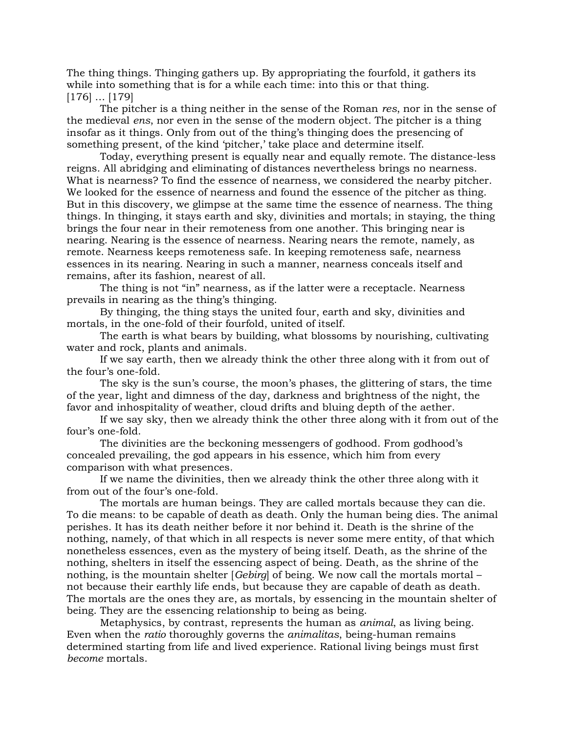The thing things. Thinging gathers up. By appropriating the fourfold, it gathers its while into something that is for a while each time: into this or that thing.
[176] … [179]

The pitcher is a thing neither in the sense of the Roman *res*, nor in the sense of the medieval *ens*, nor even in the sense of the modern object. The pitcher is a thing insofar as it things. Only from out of the thing's thinging does the presencing of something present, of the kind 'pitcher,' take place and determine itself.

Today, everything present is equally near and equally remote. The distance-less reigns. All abridging and eliminating of distances nevertheless brings no nearness. What is nearness? To find the essence of nearness, we considered the nearby pitcher. We looked for the essence of nearness and found the essence of the pitcher as thing. But in this discovery, we glimpse at the same time the essence of nearness. The thing things. In thinging, it stays earth and sky, divinities and mortals; in staying, the thing brings the four near in their remoteness from one another. This bringing near is nearing. Nearing is the essence of nearness. Nearing nears the remote, namely, as remote. Nearness keeps remoteness safe. In keeping remoteness safe, nearness essences in its nearing. Nearing in such a manner, nearness conceals itself and remains, after its fashion, nearest of all.

The thing is not "in" nearness, as if the latter were a receptacle. Nearness prevails in nearing as the thing's thinging.

By thinging, the thing stays the united four, earth and sky, divinities and mortals, in the one-fold of their fourfold, united of itself.

The earth is what bears by building, what blossoms by nourishing, cultivating water and rock, plants and animals.

If we say earth, then we already think the other three along with it from out of the four's one-fold.

The sky is the sun's course, the moon's phases, the glittering of stars, the time of the year, light and dimness of the day, darkness and brightness of the night, the favor and inhospitality of weather, cloud drifts and bluing depth of the aether.

If we say sky, then we already think the other three along with it from out of the four's one-fold.

The divinities are the beckoning messengers of godhood. From godhood's concealed prevailing, the god appears in his essence, which him from every comparison with what presences.

If we name the divinities, then we already think the other three along with it from out of the four's one-fold.

The mortals are human beings. They are called mortals because they can die. To die means: to be capable of death as death. Only the human being dies. The animal perishes. It has its death neither before it nor behind it. Death is the shrine of the nothing, namely, of that which in all respects is never some mere entity, of that which nonetheless essences, even as the mystery of being itself. Death, as the shrine of the nothing, shelters in itself the essencing aspect of being. Death, as the shrine of the nothing, is the mountain shelter [*Gebirg*] of being. We now call the mortals mortal – not because their earthly life ends, but because they are capable of death as death. The mortals are the ones they are, as mortals, by essencing in the mountain shelter of being. They are the essencing relationship to being as being.

Metaphysics, by contrast, represents the human as *animal*, as living being. Even when the *ratio* thoroughly governs the *animalitas*, being-human remains determined starting from life and lived experience. Rational living beings must first *become* mortals.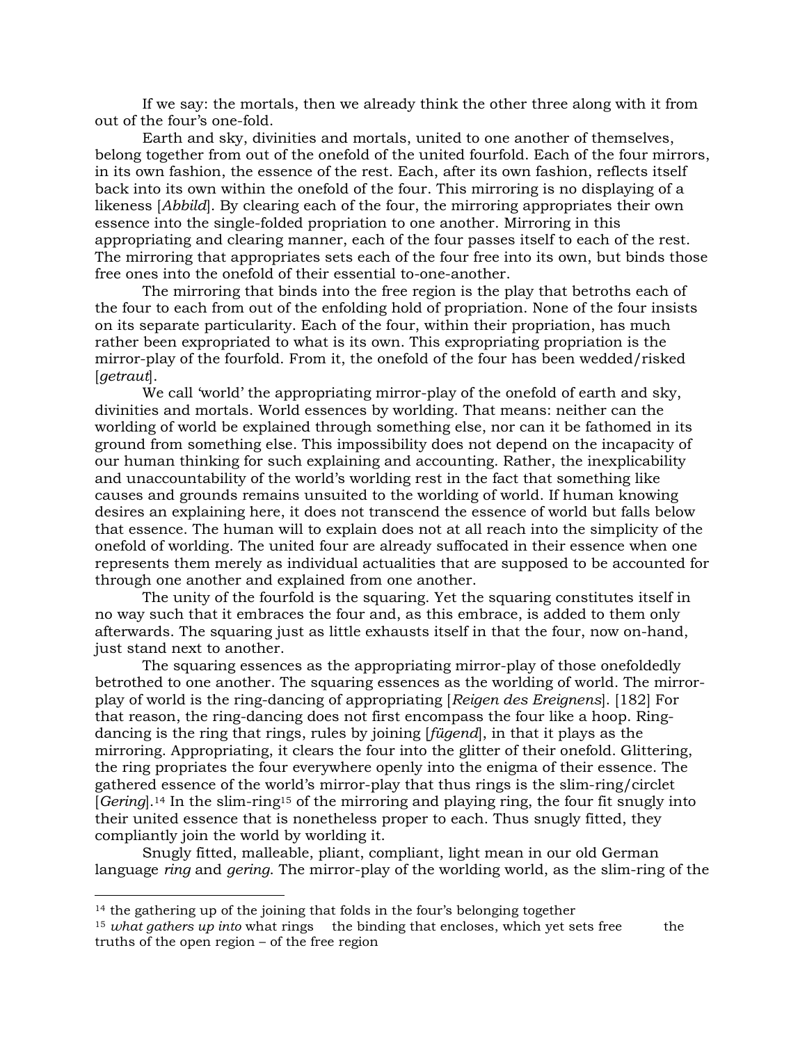If we say: the mortals, then we already think the other three along with it from out of the four's one-fold.

Earth and sky, divinities and mortals, united to one another of themselves, belong together from out of the onefold of the united fourfold. Each of the four mirrors, in its own fashion, the essence of the rest. Each, after its own fashion, reflects itself back into its own within the onefold of the four. This mirroring is no displaying of a likeness [*Abbild*]. By clearing each of the four, the mirroring appropriates their own essence into the single-folded propriation to one another. Mirroring in this appropriating and clearing manner, each of the four passes itself to each of the rest. The mirroring that appropriates sets each of the four free into its own, but binds those free ones into the onefold of their essential to-one-another.

The mirroring that binds into the free region is the play that betroths each of the four to each from out of the enfolding hold of propriation. None of the four insists on its separate particularity. Each of the four, within their propriation, has much rather been expropriated to what is its own. This expropriating propriation is the mirror-play of the fourfold. From it, the onefold of the four has been wedded/risked [*getraut*].

We call 'world' the appropriating mirror-play of the onefold of earth and sky, divinities and mortals. World essences by worlding. That means: neither can the worlding of world be explained through something else, nor can it be fathomed in its ground from something else. This impossibility does not depend on the incapacity of our human thinking for such explaining and accounting. Rather, the inexplicability and unaccountability of the world's worlding rest in the fact that something like causes and grounds remains unsuited to the worlding of world. If human knowing desires an explaining here, it does not transcend the essence of world but falls below that essence. The human will to explain does not at all reach into the simplicity of the onefold of worlding. The united four are already suffocated in their essence when one represents them merely as individual actualities that are supposed to be accounted for through one another and explained from one another.

The unity of the fourfold is the squaring. Yet the squaring constitutes itself in no way such that it embraces the four and, as this embrace, is added to them only afterwards. The squaring just as little exhausts itself in that the four, now on-hand, just stand next to another.

The squaring essences as the appropriating mirror-play of those onefoldedly betrothed to one another. The squaring essences as the worlding of world. The mirror-play of world is the ring-dancing of appropriating [*Reigen des Ereignens*]. [182] For that reason, the ring-dancing does not first encompass the four like a hoop. Ring-dancing is the ring that rings, rules by joining [*fügend*], in that it plays as the mirroring. Appropriating, it clears the four into the glitter of their onefold. Glittering, the ring propriates the four everywhere openly into the enigma of their essence. The gathered essence of the world's mirror-play that thus rings is the slim-ring/circlet [*Gering*].[14] In the slim-ring[15] of the mirroring and playing ring, the four fit snugly into their united essence that is nonetheless proper to each. Thus snugly fitted, they compliantly join the world by worlding it.

Snugly fitted, malleable, pliant, compliant, light mean in our old German language *ring* and *gering*. The mirror-play of the worlding world, as the slim-ring of the

---

[14] the gathering up of the joining that folds in the four's belonging together

[15] *what gathers up into* what rings the binding that encloses, which yet sets free the truths of the open region – of the free region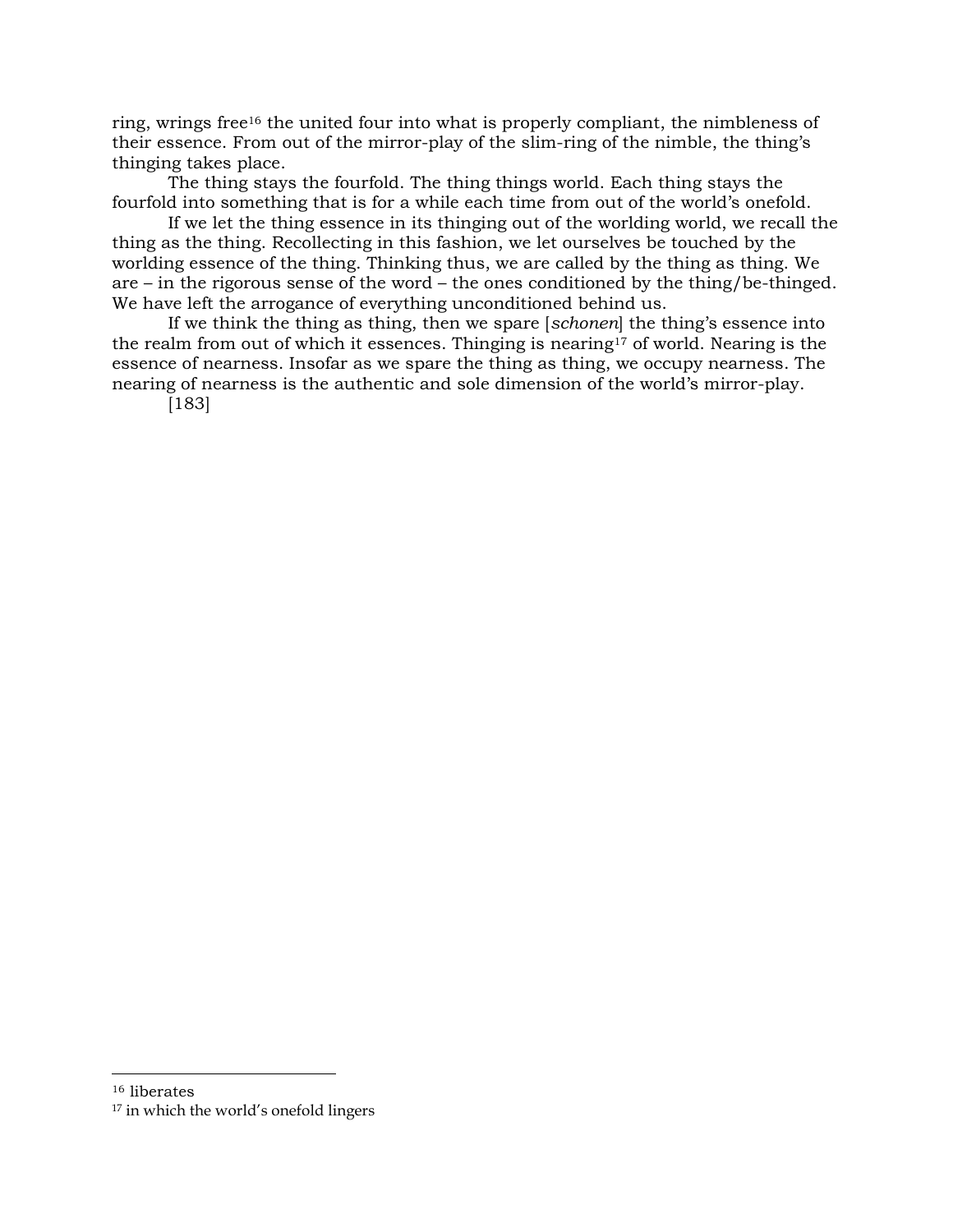ring, wrings free[16] the united four into what is properly compliant, the nimbleness of their essence. From out of the mirror-play of the slim-ring of the nimble, the thing's thinging takes place.

The thing stays the fourfold. The thing things world. Each thing stays the fourfold into something that is for a while each time from out of the world's onefold.

If we let the thing essence in its thinging out of the worlding world, we recall the thing as the thing. Recollecting in this fashion, we let ourselves be touched by the worlding essence of the thing. Thinking thus, we are called by the thing as thing. We are – in the rigorous sense of the word – the ones conditioned by the thing/be-thinged. We have left the arrogance of everything unconditioned behind us.

If we think the thing as thing, then we spare [*schonen*] the thing's essence into the realm from out of which it essences. Thinging is nearing[17] of world. Nearing is the essence of nearness. Insofar as we spare the thing as thing, we occupy nearness. The nearing of nearness is the authentic and sole dimension of the world's mirror-play.

[183]

---

[16] liberates

[17] in which the world's onefold lingers